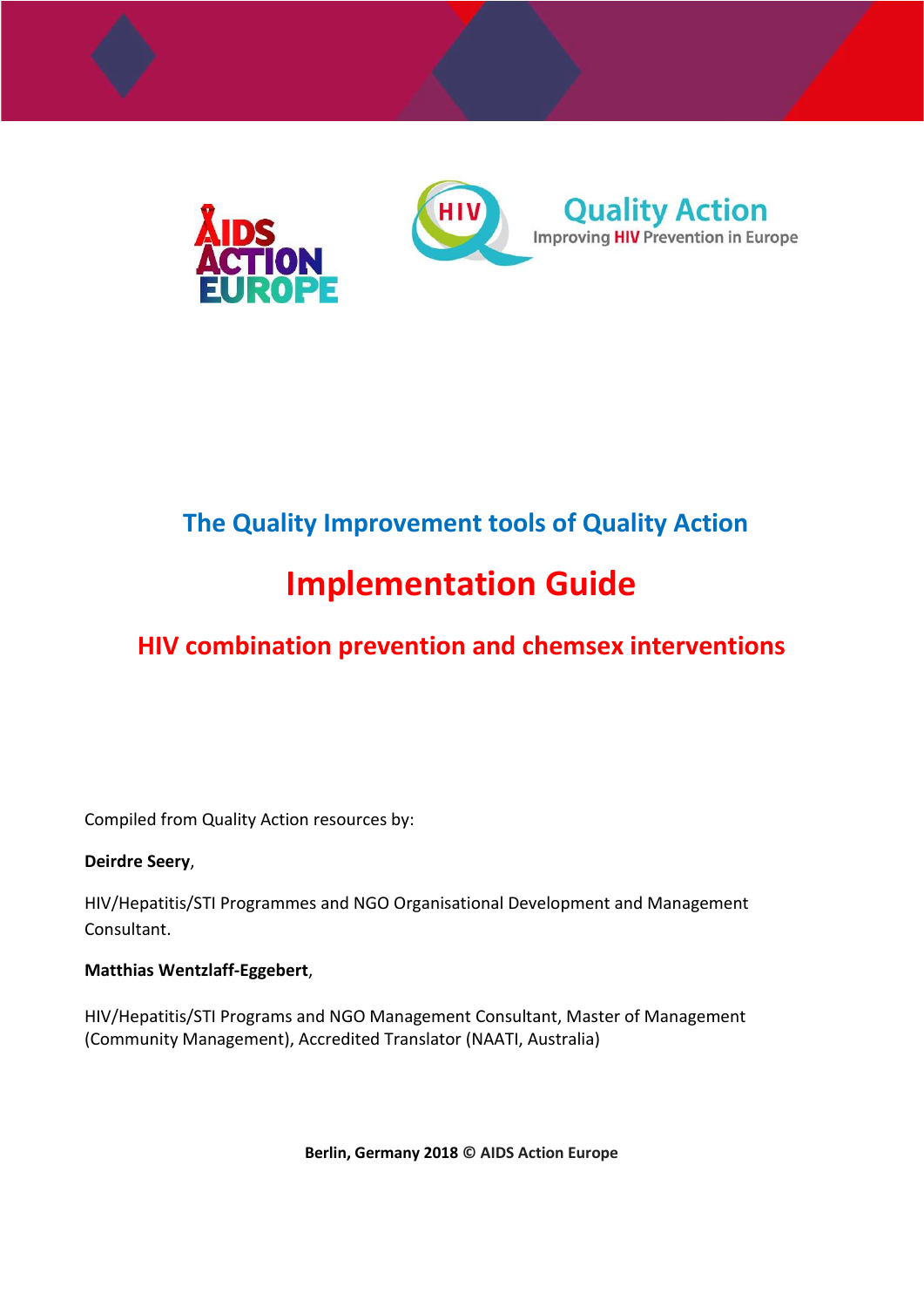## The Quality Improvement tools of Quality Action

# Implementation Guide

## HIV combination prevention and chemsex interventions

Compiled from Quality Action resources by:

**Deirdre Seery**,

HIV/Hepatitis/STI Programmes and NGO Organisational Development and Management Consultant.

**Matthias Wentzlaff-Eggebert**,

HIV/Hepatitis/STI Programs and NGO Management Consultant, Master of Management (Community Management), Accredited Translator (NAATI, Australia)

**Berlin, Germany 2018 © AIDS Action Europe**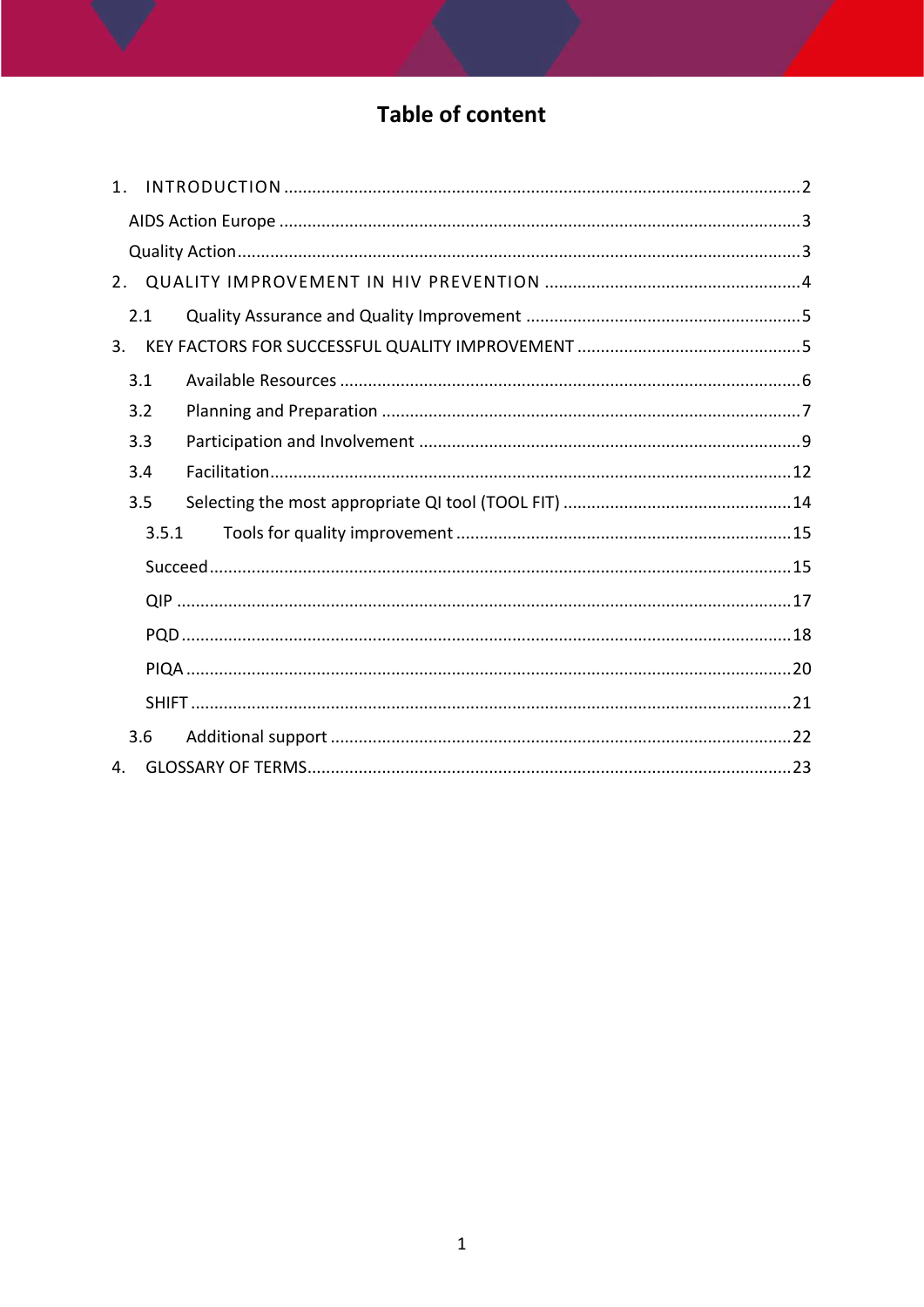# Table of content

1. INTRODUCTION .......................................................................................................2
   - AIDS Action Europe .......................................................................................................3
   - Quality Action .......................................................................................................3
2. QUALITY IMPROVEMENT IN HIV PREVENTION .......................................................................................................4
   - 2.1 Quality Assurance and Quality Improvement .......................................................................................................5
3. KEY FACTORS FOR SUCCESSFUL QUALITY IMPROVEMENT .......................................................................................................5
   - 3.1 Available Resources .......................................................................................................6
   - 3.2 Planning and Preparation .......................................................................................................7
   - 3.3 Participation and Involvement .......................................................................................................9
   - 3.4 Facilitation .......................................................................................................12
   - 3.5 Selecting the most appropriate QI tool (TOOL FIT) .......................................................................................................14
     - 3.5.1 Tools for quality improvement .......................................................................................................15
     - Succeed .......................................................................................................15
     - QIP .......................................................................................................17
     - PQD .......................................................................................................18
     - PIQA .......................................................................................................20
     - SHIFT .......................................................................................................21
   - 3.6 Additional support .......................................................................................................22
4. GLOSSARY OF TERMS .......................................................................................................23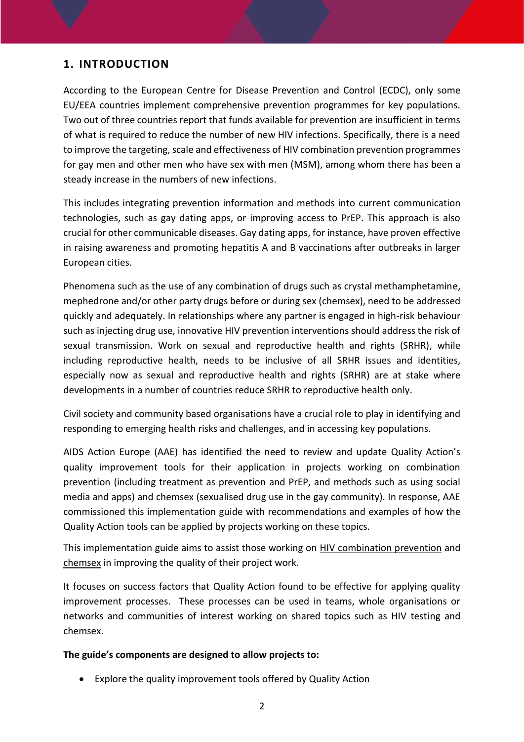## 1. INTRODUCTION

According to the European Centre for Disease Prevention and Control (ECDC), only some EU/EEA countries implement comprehensive prevention programmes for key populations. Two out of three countries report that funds available for prevention are insufficient in terms of what is required to reduce the number of new HIV infections. Specifically, there is a need to improve the targeting, scale and effectiveness of HIV combination prevention programmes for gay men and other men who have sex with men (MSM), among whom there has been a steady increase in the numbers of new infections.

This includes integrating prevention information and methods into current communication technologies, such as gay dating apps, or improving access to PrEP. This approach is also crucial for other communicable diseases. Gay dating apps, for instance, have proven effective in raising awareness and promoting hepatitis A and B vaccinations after outbreaks in larger European cities.

Phenomena such as the use of any combination of drugs such as crystal methamphetamine, mephedrone and/or other party drugs before or during sex (chemsex), need to be addressed quickly and adequately. In relationships where any partner is engaged in high-risk behaviour such as injecting drug use, innovative HIV prevention interventions should address the risk of sexual transmission. Work on sexual and reproductive health and rights (SRHR), while including reproductive health, needs to be inclusive of all SRHR issues and identities, especially now as sexual and reproductive health and rights (SRHR) are at stake where developments in a number of countries reduce SRHR to reproductive health only.

Civil society and community based organisations have a crucial role to play in identifying and responding to emerging health risks and challenges, and in accessing key populations.

AIDS Action Europe (AAE) has identified the need to review and update Quality Action's quality improvement tools for their application in projects working on combination prevention (including treatment as prevention and PrEP, and methods such as using social media and apps) and chemsex (sexualised drug use in the gay community). In response, AAE commissioned this implementation guide with recommendations and examples of how the Quality Action tools can be applied by projects working on these topics.

This implementation guide aims to assist those working on HIV combination prevention and chemsex in improving the quality of their project work.

It focuses on success factors that Quality Action found to be effective for applying quality improvement processes. These processes can be used in teams, whole organisations or networks and communities of interest working on shared topics such as HIV testing and chemsex.

**The guide's components are designed to allow projects to:**

- Explore the quality improvement tools offered by Quality Action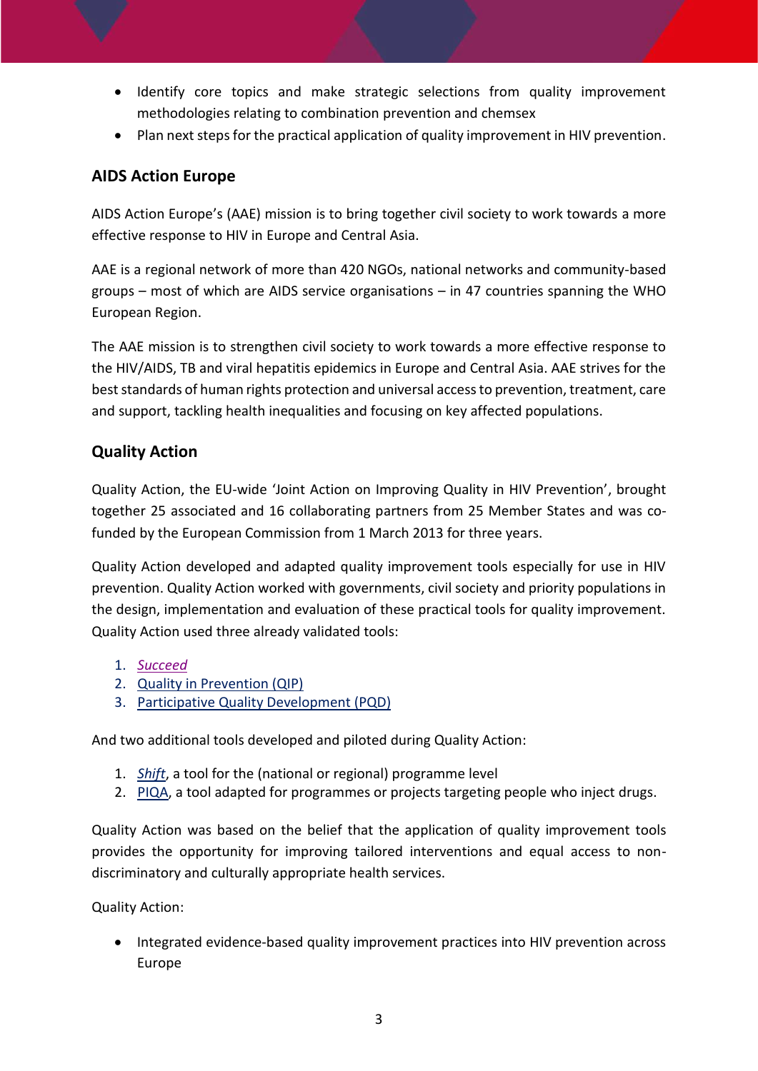- Identify core topics and make strategic selections from quality improvement methodologies relating to combination prevention and chemsex
- Plan next steps for the practical application of quality improvement in HIV prevention.

## AIDS Action Europe

AIDS Action Europe's (AAE) mission is to bring together civil society to work towards a more effective response to HIV in Europe and Central Asia.

AAE is a regional network of more than 420 NGOs, national networks and community-based groups – most of which are AIDS service organisations – in 47 countries spanning the WHO European Region.

The AAE mission is to strengthen civil society to work towards a more effective response to the HIV/AIDS, TB and viral hepatitis epidemics in Europe and Central Asia. AAE strives for the best standards of human rights protection and universal access to prevention, treatment, care and support, tackling health inequalities and focusing on key affected populations.

## Quality Action

Quality Action, the EU-wide 'Joint Action on Improving Quality in HIV Prevention', brought together 25 associated and 16 collaborating partners from 25 Member States and was co-funded by the European Commission from 1 March 2013 for three years.

Quality Action developed and adapted quality improvement tools especially for use in HIV prevention. Quality Action worked with governments, civil society and priority populations in the design, implementation and evaluation of these practical tools for quality improvement. Quality Action used three already validated tools:

1. *Succeed*
2. Quality in Prevention (QIP)
3. Participative Quality Development (PQD)

And two additional tools developed and piloted during Quality Action:

1. *Shift*, a tool for the (national or regional) programme level
2. PIQA, a tool adapted for programmes or projects targeting people who inject drugs.

Quality Action was based on the belief that the application of quality improvement tools provides the opportunity for improving tailored interventions and equal access to non-discriminatory and culturally appropriate health services.

Quality Action:

- Integrated evidence-based quality improvement practices into HIV prevention across Europe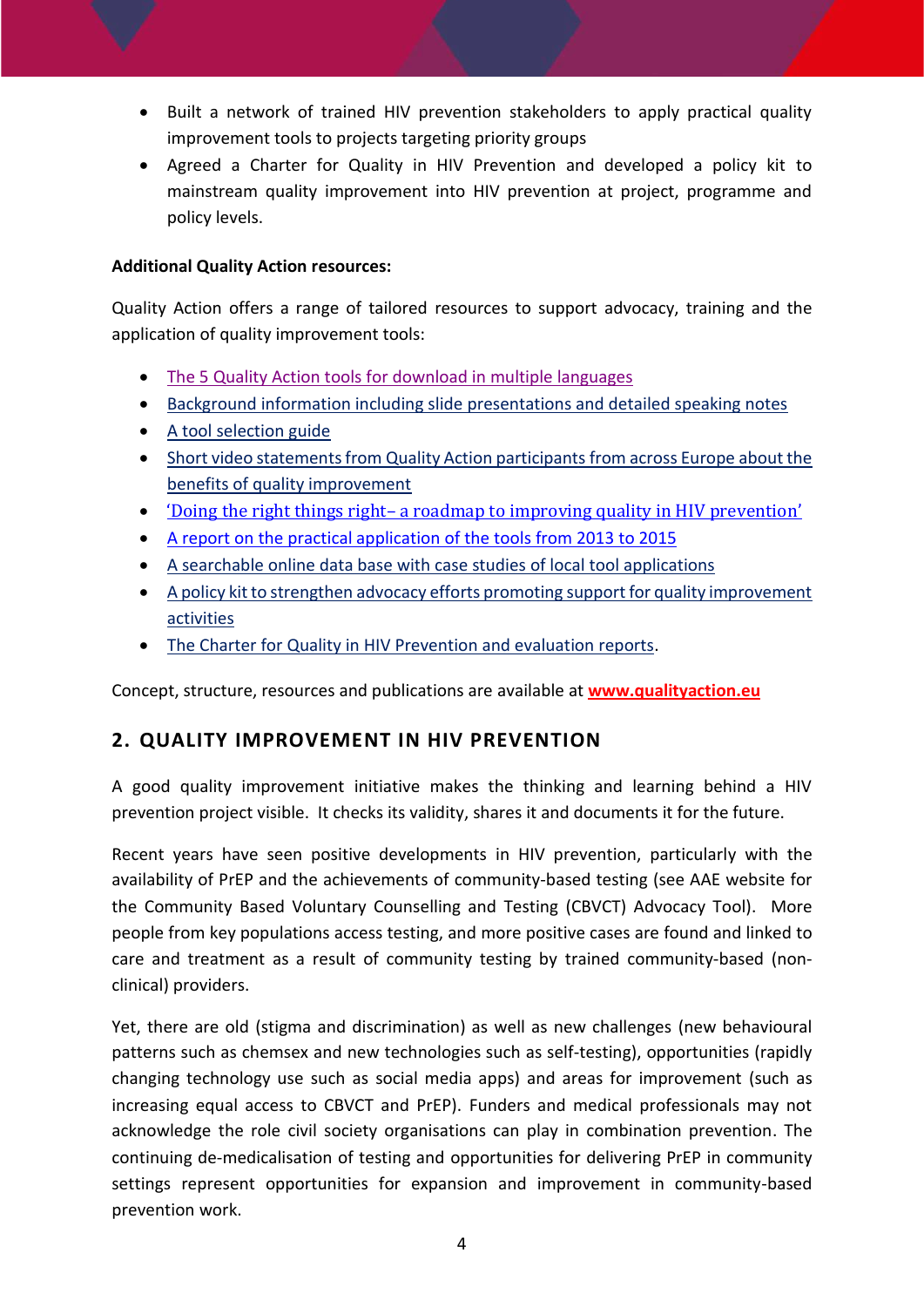- Built a network of trained HIV prevention stakeholders to apply practical quality improvement tools to projects targeting priority groups
- Agreed a Charter for Quality in HIV Prevention and developed a policy kit to mainstream quality improvement into HIV prevention at project, programme and policy levels.

**Additional Quality Action resources:**

Quality Action offers a range of tailored resources to support advocacy, training and the application of quality improvement tools:

- The 5 Quality Action tools for download in multiple languages
- Background information including slide presentations and detailed speaking notes
- A tool selection guide
- Short video statements from Quality Action participants from across Europe about the benefits of quality improvement
- 'Doing the right things right– a roadmap to improving quality in HIV prevention'
- A report on the practical application of the tools from 2013 to 2015
- A searchable online data base with case studies of local tool applications
- A policy kit to strengthen advocacy efforts promoting support for quality improvement activities
- The Charter for Quality in HIV Prevention and evaluation reports.

Concept, structure, resources and publications are available at **www.qualityaction.eu**

## 2. QUALITY IMPROVEMENT IN HIV PREVENTION

A good quality improvement initiative makes the thinking and learning behind a HIV prevention project visible. It checks its validity, shares it and documents it for the future.

Recent years have seen positive developments in HIV prevention, particularly with the availability of PrEP and the achievements of community-based testing (see AAE website for the Community Based Voluntary Counselling and Testing (CBVCT) Advocacy Tool). More people from key populations access testing, and more positive cases are found and linked to care and treatment as a result of community testing by trained community-based (non-clinical) providers.

Yet, there are old (stigma and discrimination) as well as new challenges (new behavioural patterns such as chemsex and new technologies such as self-testing), opportunities (rapidly changing technology use such as social media apps) and areas for improvement (such as increasing equal access to CBVCT and PrEP). Funders and medical professionals may not acknowledge the role civil society organisations can play in combination prevention. The continuing de-medicalisation of testing and opportunities for delivering PrEP in community settings represent opportunities for expansion and improvement in community-based prevention work.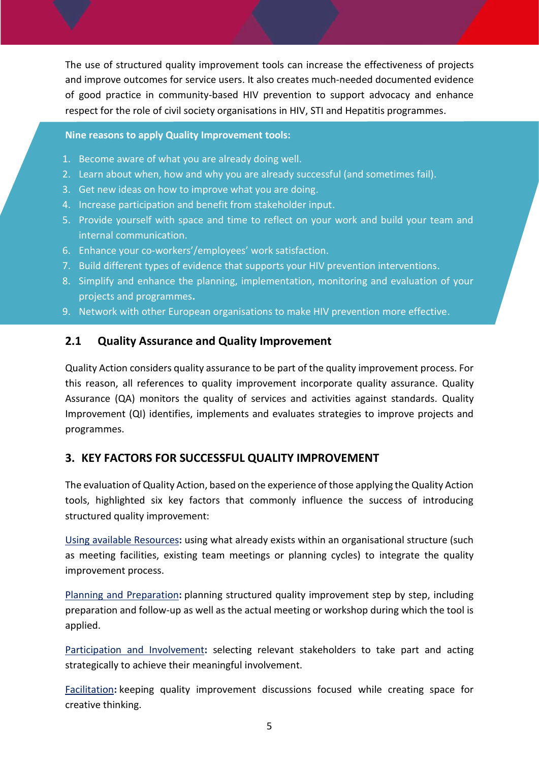The use of structured quality improvement tools can increase the effectiveness of projects and improve outcomes for service users. It also creates much-needed documented evidence of good practice in community-based HIV prevention to support advocacy and enhance respect for the role of civil society organisations in HIV, STI and Hepatitis programmes.

**Nine reasons to apply Quality Improvement tools:**

1. Become aware of what you are already doing well.
2. Learn about when, how and why you are already successful (and sometimes fail).
3. Get new ideas on how to improve what you are doing.
4. Increase participation and benefit from stakeholder input.
5. Provide yourself with space and time to reflect on your work and build your team and internal communication.
6. Enhance your co-workers'/employees' work satisfaction.
7. Build different types of evidence that supports your HIV prevention interventions.
8. Simplify and enhance the planning, implementation, monitoring and evaluation of your projects and programmes.
9. Network with other European organisations to make HIV prevention more effective.

### 2.1 Quality Assurance and Quality Improvement

Quality Action considers quality assurance to be part of the quality improvement process. For this reason, all references to quality improvement incorporate quality assurance. Quality Assurance (QA) monitors the quality of services and activities against standards. Quality Improvement (QI) identifies, implements and evaluates strategies to improve projects and programmes.

## 3. KEY FACTORS FOR SUCCESSFUL QUALITY IMPROVEMENT

The evaluation of Quality Action, based on the experience of those applying the Quality Action tools, highlighted six key factors that commonly influence the success of introducing structured quality improvement:

Using available Resources**:** using what already exists within an organisational structure (such as meeting facilities, existing team meetings or planning cycles) to integrate the quality improvement process.

Planning and Preparation**:** planning structured quality improvement step by step, including preparation and follow-up as well as the actual meeting or workshop during which the tool is applied.

Participation and Involvement**:** selecting relevant stakeholders to take part and acting strategically to achieve their meaningful involvement.

Facilitation**:** keeping quality improvement discussions focused while creating space for creative thinking.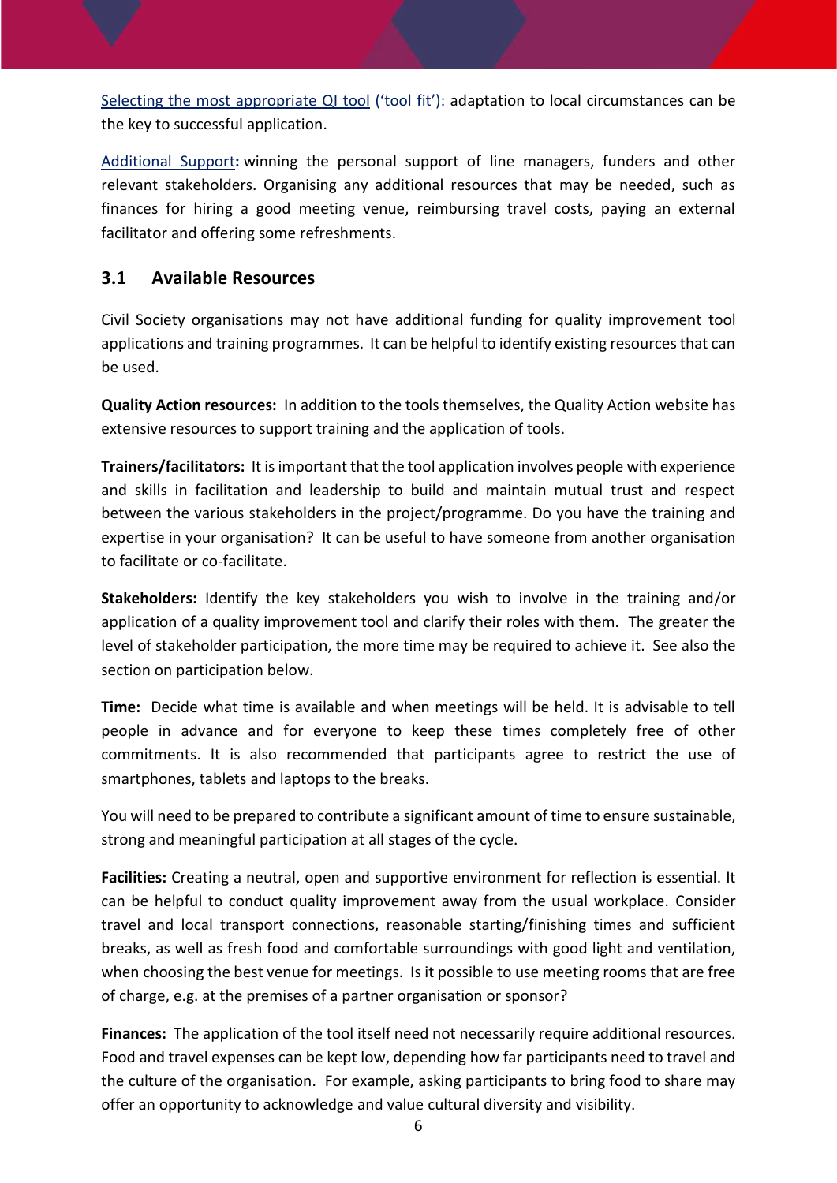Selecting the most appropriate QI tool ('tool fit'): adaptation to local circumstances can be the key to successful application.

Additional Support**:** winning the personal support of line managers, funders and other relevant stakeholders. Organising any additional resources that may be needed, such as finances for hiring a good meeting venue, reimbursing travel costs, paying an external facilitator and offering some refreshments.

## 3.1 Available Resources

Civil Society organisations may not have additional funding for quality improvement tool applications and training programmes. It can be helpful to identify existing resources that can be used.

**Quality Action resources:** In addition to the tools themselves, the Quality Action website has extensive resources to support training and the application of tools.

**Trainers/facilitators:** It is important that the tool application involves people with experience and skills in facilitation and leadership to build and maintain mutual trust and respect between the various stakeholders in the project/programme. Do you have the training and expertise in your organisation? It can be useful to have someone from another organisation to facilitate or co-facilitate.

**Stakeholders:** Identify the key stakeholders you wish to involve in the training and/or application of a quality improvement tool and clarify their roles with them. The greater the level of stakeholder participation, the more time may be required to achieve it. See also the section on participation below.

**Time:** Decide what time is available and when meetings will be held. It is advisable to tell people in advance and for everyone to keep these times completely free of other commitments. It is also recommended that participants agree to restrict the use of smartphones, tablets and laptops to the breaks.

You will need to be prepared to contribute a significant amount of time to ensure sustainable, strong and meaningful participation at all stages of the cycle.

**Facilities:** Creating a neutral, open and supportive environment for reflection is essential. It can be helpful to conduct quality improvement away from the usual workplace. Consider travel and local transport connections, reasonable starting/finishing times and sufficient breaks, as well as fresh food and comfortable surroundings with good light and ventilation, when choosing the best venue for meetings. Is it possible to use meeting rooms that are free of charge, e.g. at the premises of a partner organisation or sponsor?

**Finances:** The application of the tool itself need not necessarily require additional resources. Food and travel expenses can be kept low, depending how far participants need to travel and the culture of the organisation. For example, asking participants to bring food to share may offer an opportunity to acknowledge and value cultural diversity and visibility.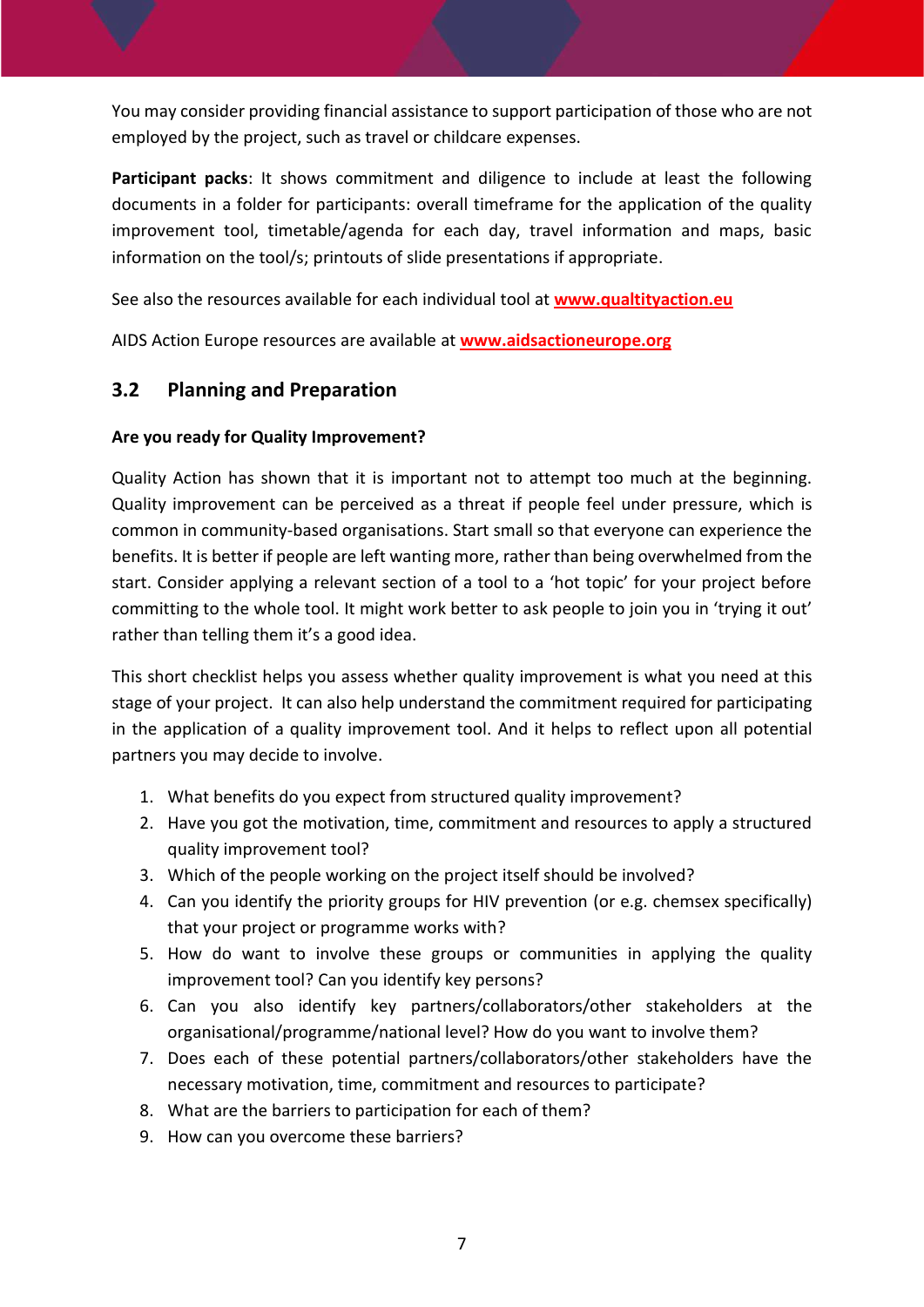You may consider providing financial assistance to support participation of those who are not employed by the project, such as travel or childcare expenses.

**Participant packs**: It shows commitment and diligence to include at least the following documents in a folder for participants: overall timeframe for the application of the quality improvement tool, timetable/agenda for each day, travel information and maps, basic information on the tool/s; printouts of slide presentations if appropriate.

See also the resources available for each individual tool at **www.qualtityaction.eu**

AIDS Action Europe resources are available at **www.aidsactioneurope.org**

## 3.2 Planning and Preparation

**Are you ready for Quality Improvement?**

Quality Action has shown that it is important not to attempt too much at the beginning. Quality improvement can be perceived as a threat if people feel under pressure, which is common in community-based organisations. Start small so that everyone can experience the benefits. It is better if people are left wanting more, rather than being overwhelmed from the start. Consider applying a relevant section of a tool to a 'hot topic' for your project before committing to the whole tool. It might work better to ask people to join you in 'trying it out' rather than telling them it's a good idea.

This short checklist helps you assess whether quality improvement is what you need at this stage of your project. It can also help understand the commitment required for participating in the application of a quality improvement tool. And it helps to reflect upon all potential partners you may decide to involve.

1. What benefits do you expect from structured quality improvement?
2. Have you got the motivation, time, commitment and resources to apply a structured quality improvement tool?
3. Which of the people working on the project itself should be involved?
4. Can you identify the priority groups for HIV prevention (or e.g. chemsex specifically) that your project or programme works with?
5. How do want to involve these groups or communities in applying the quality improvement tool? Can you identify key persons?
6. Can you also identify key partners/collaborators/other stakeholders at the organisational/programme/national level? How do you want to involve them?
7. Does each of these potential partners/collaborators/other stakeholders have the necessary motivation, time, commitment and resources to participate?
8. What are the barriers to participation for each of them?
9. How can you overcome these barriers?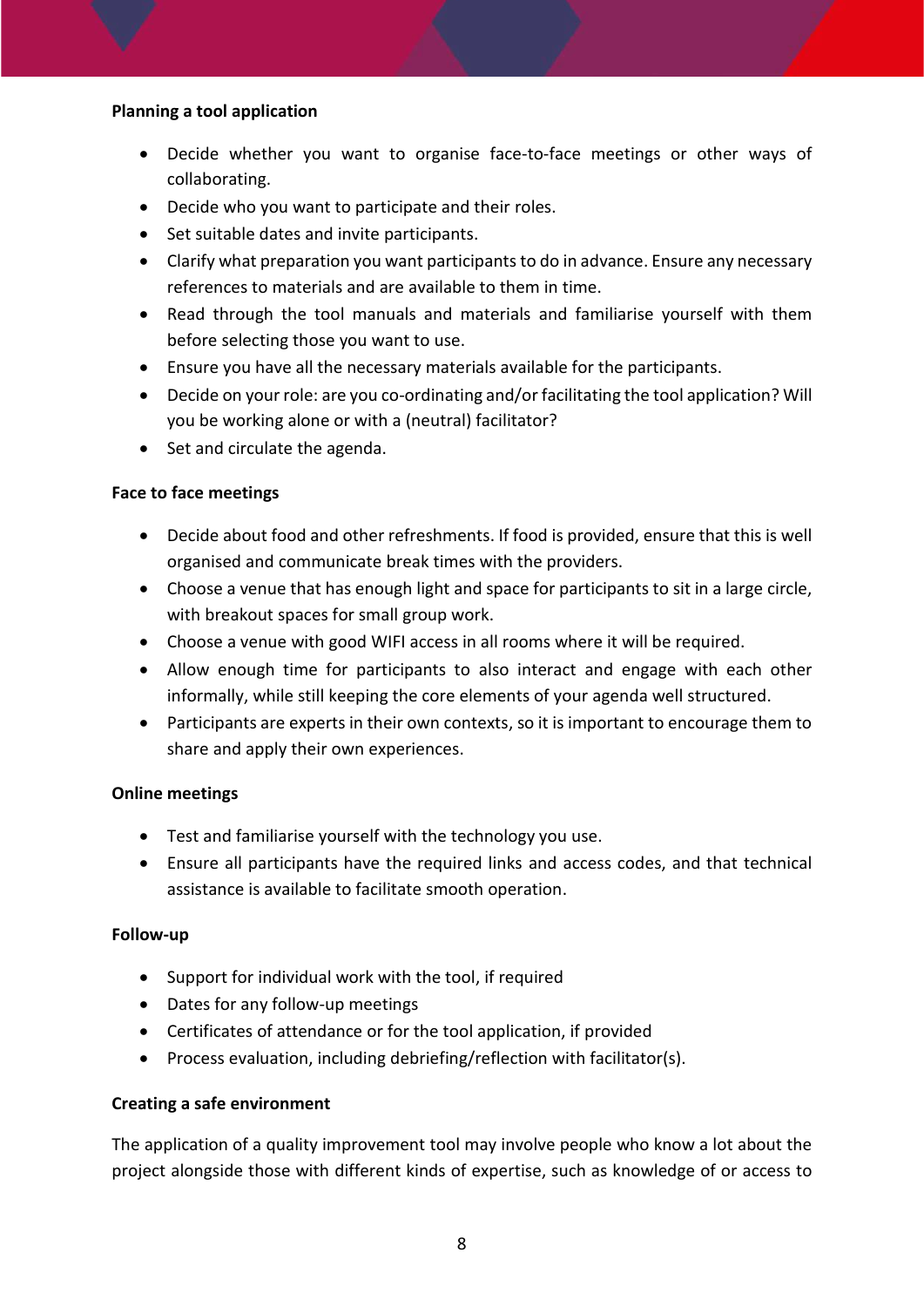**Planning a tool application**

- Decide whether you want to organise face-to-face meetings or other ways of collaborating.
- Decide who you want to participate and their roles.
- Set suitable dates and invite participants.
- Clarify what preparation you want participants to do in advance. Ensure any necessary references to materials and are available to them in time.
- Read through the tool manuals and materials and familiarise yourself with them before selecting those you want to use.
- Ensure you have all the necessary materials available for the participants.
- Decide on your role: are you co-ordinating and/or facilitating the tool application? Will you be working alone or with a (neutral) facilitator?
- Set and circulate the agenda.

**Face to face meetings**

- Decide about food and other refreshments. If food is provided, ensure that this is well organised and communicate break times with the providers.
- Choose a venue that has enough light and space for participants to sit in a large circle, with breakout spaces for small group work.
- Choose a venue with good WIFI access in all rooms where it will be required.
- Allow enough time for participants to also interact and engage with each other informally, while still keeping the core elements of your agenda well structured.
- Participants are experts in their own contexts, so it is important to encourage them to share and apply their own experiences.

**Online meetings**

- Test and familiarise yourself with the technology you use.
- Ensure all participants have the required links and access codes, and that technical assistance is available to facilitate smooth operation.

**Follow-up**

- Support for individual work with the tool, if required
- Dates for any follow-up meetings
- Certificates of attendance or for the tool application, if provided
- Process evaluation, including debriefing/reflection with facilitator(s).

**Creating a safe environment**

The application of a quality improvement tool may involve people who know a lot about the project alongside those with different kinds of expertise, such as knowledge of or access to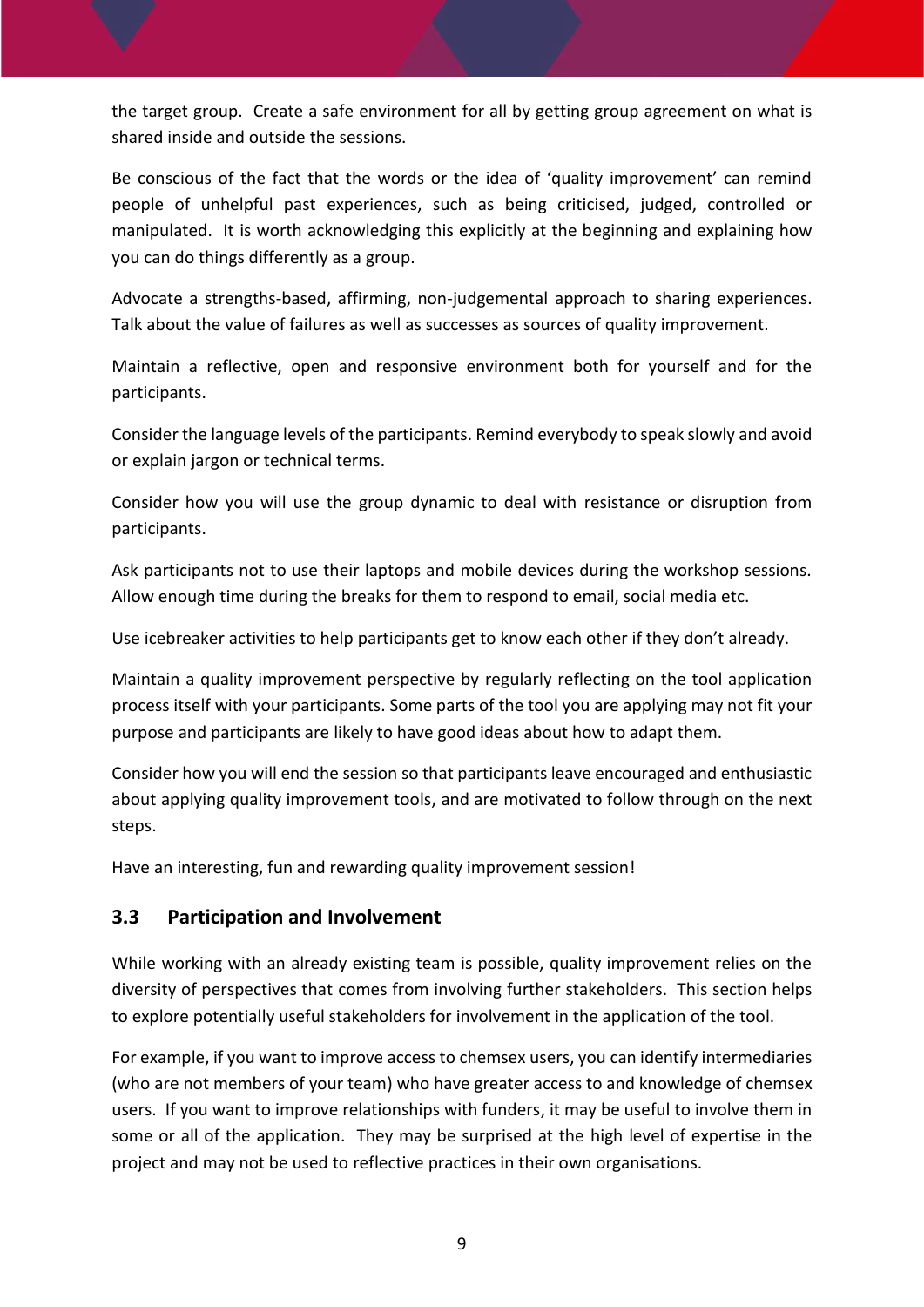the target group. Create a safe environment for all by getting group agreement on what is shared inside and outside the sessions.

Be conscious of the fact that the words or the idea of 'quality improvement' can remind people of unhelpful past experiences, such as being criticised, judged, controlled or manipulated. It is worth acknowledging this explicitly at the beginning and explaining how you can do things differently as a group.

Advocate a strengths-based, affirming, non-judgemental approach to sharing experiences. Talk about the value of failures as well as successes as sources of quality improvement.

Maintain a reflective, open and responsive environment both for yourself and for the participants.

Consider the language levels of the participants. Remind everybody to speak slowly and avoid or explain jargon or technical terms.

Consider how you will use the group dynamic to deal with resistance or disruption from participants.

Ask participants not to use their laptops and mobile devices during the workshop sessions. Allow enough time during the breaks for them to respond to email, social media etc.

Use icebreaker activities to help participants get to know each other if they don't already.

Maintain a quality improvement perspective by regularly reflecting on the tool application process itself with your participants. Some parts of the tool you are applying may not fit your purpose and participants are likely to have good ideas about how to adapt them.

Consider how you will end the session so that participants leave encouraged and enthusiastic about applying quality improvement tools, and are motivated to follow through on the next steps.

Have an interesting, fun and rewarding quality improvement session!

## 3.3 Participation and Involvement

While working with an already existing team is possible, quality improvement relies on the diversity of perspectives that comes from involving further stakeholders. This section helps to explore potentially useful stakeholders for involvement in the application of the tool.

For example, if you want to improve access to chemsex users, you can identify intermediaries (who are not members of your team) who have greater access to and knowledge of chemsex users. If you want to improve relationships with funders, it may be useful to involve them in some or all of the application. They may be surprised at the high level of expertise in the project and may not be used to reflective practices in their own organisations.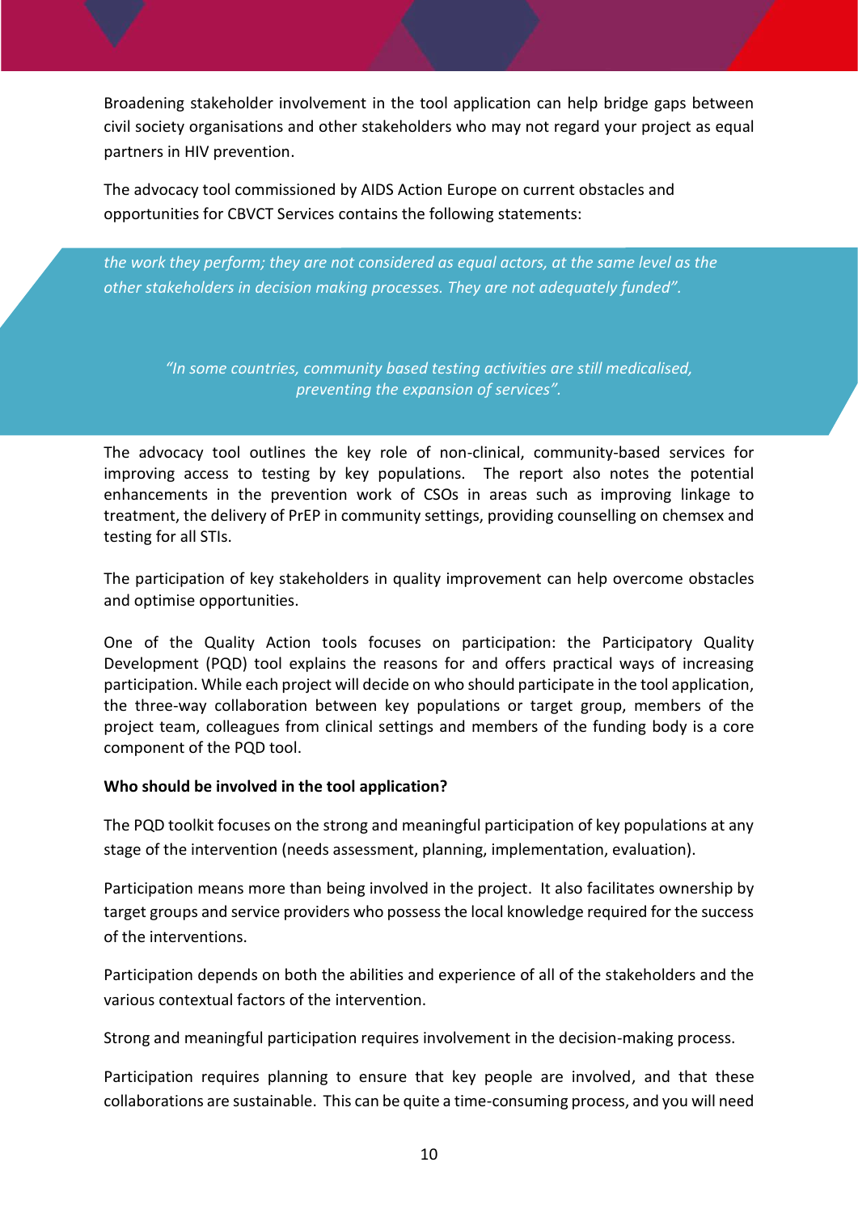Broadening stakeholder involvement in the tool application can help bridge gaps between civil society organisations and other stakeholders who may not regard your project as equal partners in HIV prevention.

The advocacy tool commissioned by AIDS Action Europe on current obstacles and opportunities for CBVCT Services contains the following statements:

> *the work they perform; they are not considered as equal actors, at the same level as the other stakeholders in decision making processes. They are not adequately funded".*
>
> *"In some countries, community based testing activities are still medicalised, preventing the expansion of services".*

The advocacy tool outlines the key role of non-clinical, community-based services for improving access to testing by key populations. The report also notes the potential enhancements in the prevention work of CSOs in areas such as improving linkage to treatment, the delivery of PrEP in community settings, providing counselling on chemsex and testing for all STIs.

The participation of key stakeholders in quality improvement can help overcome obstacles and optimise opportunities.

One of the Quality Action tools focuses on participation: the Participatory Quality Development (PQD) tool explains the reasons for and offers practical ways of increasing participation. While each project will decide on who should participate in the tool application, the three-way collaboration between key populations or target group, members of the project team, colleagues from clinical settings and members of the funding body is a core component of the PQD tool.

**Who should be involved in the tool application?**

The PQD toolkit focuses on the strong and meaningful participation of key populations at any stage of the intervention (needs assessment, planning, implementation, evaluation).

Participation means more than being involved in the project. It also facilitates ownership by target groups and service providers who possess the local knowledge required for the success of the interventions.

Participation depends on both the abilities and experience of all of the stakeholders and the various contextual factors of the intervention.

Strong and meaningful participation requires involvement in the decision-making process.

Participation requires planning to ensure that key people are involved, and that these collaborations are sustainable. This can be quite a time-consuming process, and you will need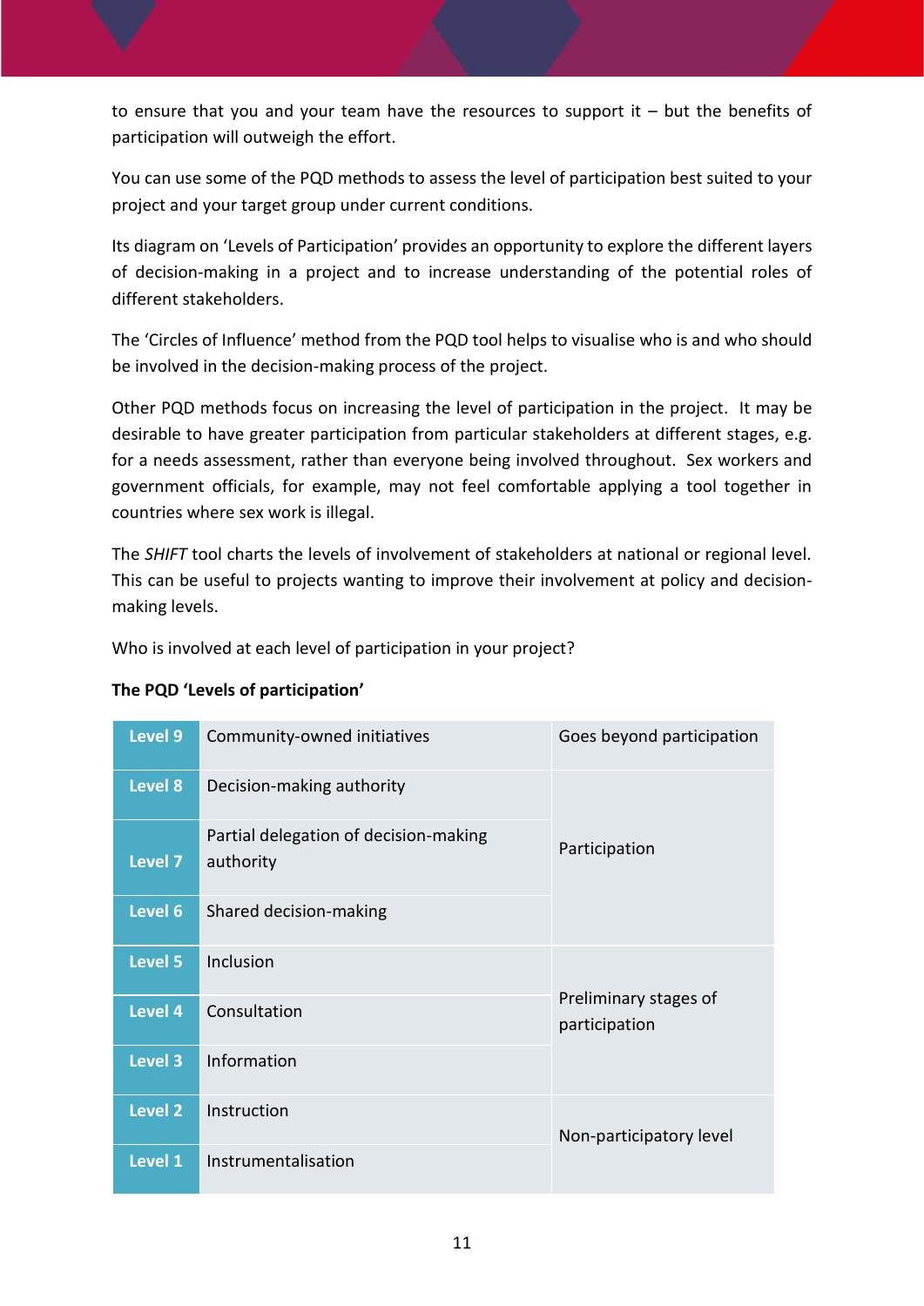to ensure that you and your team have the resources to support it – but the benefits of participation will outweigh the effort.

You can use some of the PQD methods to assess the level of participation best suited to your project and your target group under current conditions.

Its diagram on 'Levels of Participation' provides an opportunity to explore the different layers of decision-making in a project and to increase understanding of the potential roles of different stakeholders.

The 'Circles of Influence' method from the PQD tool helps to visualise who is and who should be involved in the decision-making process of the project.

Other PQD methods focus on increasing the level of participation in the project. It may be desirable to have greater participation from particular stakeholders at different stages, e.g. for a needs assessment, rather than everyone being involved throughout. Sex workers and government officials, for example, may not feel comfortable applying a tool together in countries where sex work is illegal.

The *SHIFT* tool charts the levels of involvement of stakeholders at national or regional level. This can be useful to projects wanting to improve their involvement at policy and decision-making levels.

Who is involved at each level of participation in your project?

**The PQD 'Levels of participation'**

| Level | Description | Stage |
|---|---|---|
| Level 9 | Community-owned initiatives | Goes beyond participation |
| Level 8 | Decision-making authority | Participation |
| Level 7 | Partial delegation of decision-making authority | |
| Level 6 | Shared decision-making | |
| Level 5 | Inclusion | Preliminary stages of participation |
| Level 4 | Consultation | |
| Level 3 | Information | |
| Level 2 | Instruction | Non-participatory level |
| Level 1 | Instrumentalisation | |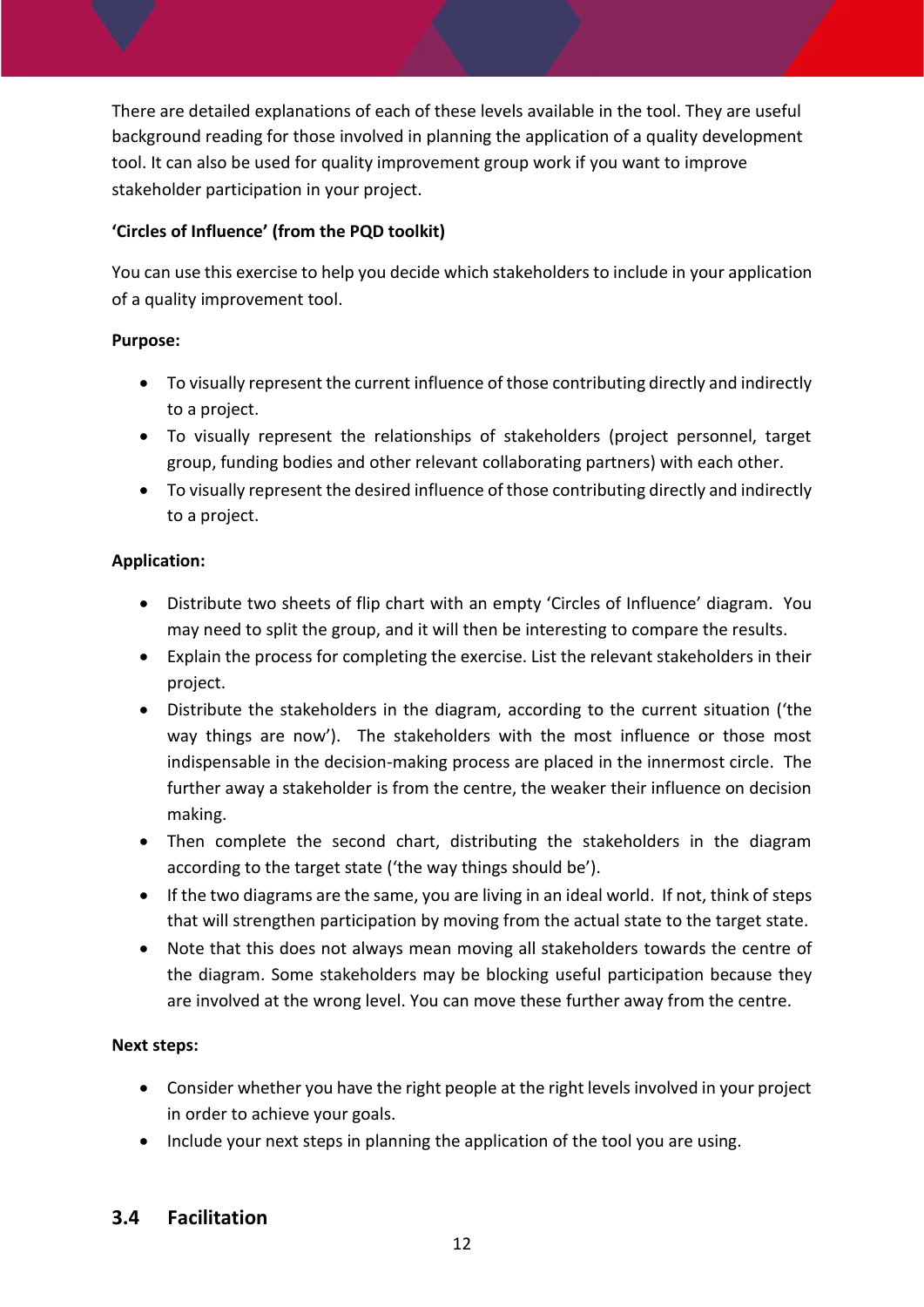There are detailed explanations of each of these levels available in the tool. They are useful background reading for those involved in planning the application of a quality development tool. It can also be used for quality improvement group work if you want to improve stakeholder participation in your project.

**'Circles of Influence' (from the PQD toolkit)**

You can use this exercise to help you decide which stakeholders to include in your application of a quality improvement tool.

**Purpose:**

- To visually represent the current influence of those contributing directly and indirectly to a project.
- To visually represent the relationships of stakeholders (project personnel, target group, funding bodies and other relevant collaborating partners) with each other.
- To visually represent the desired influence of those contributing directly and indirectly to a project.

**Application:**

- Distribute two sheets of flip chart with an empty 'Circles of Influence' diagram. You may need to split the group, and it will then be interesting to compare the results.
- Explain the process for completing the exercise. List the relevant stakeholders in their project.
- Distribute the stakeholders in the diagram, according to the current situation ('the way things are now'). The stakeholders with the most influence or those most indispensable in the decision-making process are placed in the innermost circle. The further away a stakeholder is from the centre, the weaker their influence on decision making.
- Then complete the second chart, distributing the stakeholders in the diagram according to the target state ('the way things should be').
- If the two diagrams are the same, you are living in an ideal world. If not, think of steps that will strengthen participation by moving from the actual state to the target state.
- Note that this does not always mean moving all stakeholders towards the centre of the diagram. Some stakeholders may be blocking useful participation because they are involved at the wrong level. You can move these further away from the centre.

**Next steps:**

- Consider whether you have the right people at the right levels involved in your project in order to achieve your goals.
- Include your next steps in planning the application of the tool you are using.

## 3.4 Facilitation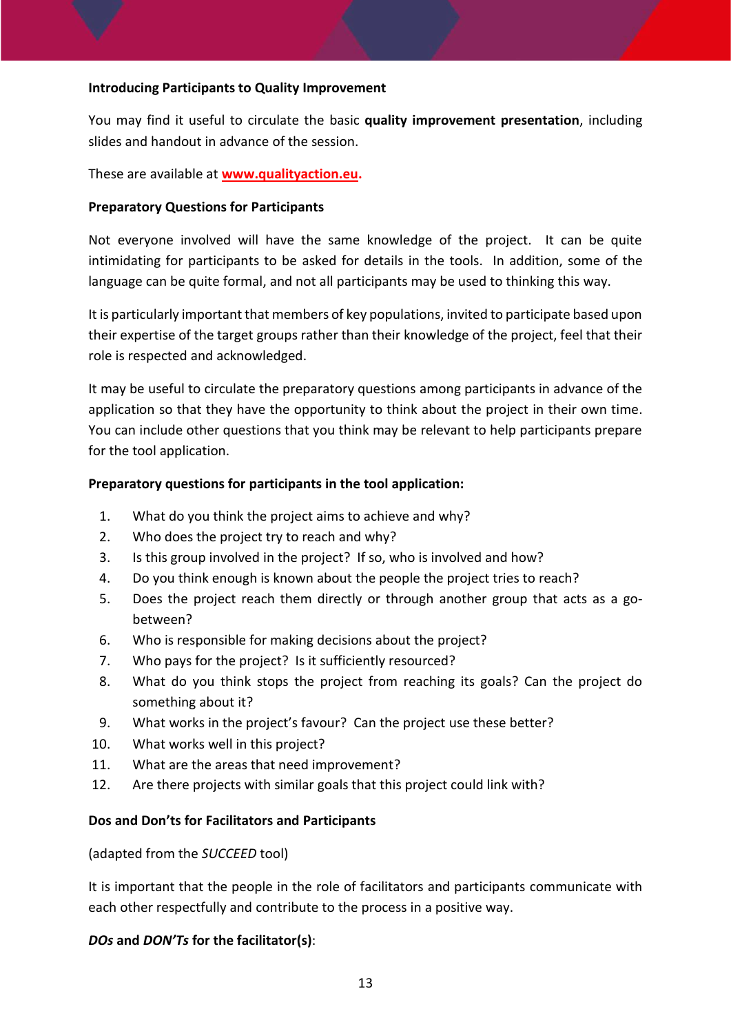**Introducing Participants to Quality Improvement**

You may find it useful to circulate the basic **quality improvement presentation**, including slides and handout in advance of the session.

These are available at **www.qualityaction.eu.**

**Preparatory Questions for Participants**

Not everyone involved will have the same knowledge of the project. It can be quite intimidating for participants to be asked for details in the tools. In addition, some of the language can be quite formal, and not all participants may be used to thinking this way.

It is particularly important that members of key populations, invited to participate based upon their expertise of the target groups rather than their knowledge of the project, feel that their role is respected and acknowledged.

It may be useful to circulate the preparatory questions among participants in advance of the application so that they have the opportunity to think about the project in their own time. You can include other questions that you think may be relevant to help participants prepare for the tool application.

**Preparatory questions for participants in the tool application:**

1. What do you think the project aims to achieve and why?
2. Who does the project try to reach and why?
3. Is this group involved in the project? If so, who is involved and how?
4. Do you think enough is known about the people the project tries to reach?
5. Does the project reach them directly or through another group that acts as a go-between?
6. Who is responsible for making decisions about the project?
7. Who pays for the project? Is it sufficiently resourced?
8. What do you think stops the project from reaching its goals? Can the project do something about it?
9. What works in the project's favour? Can the project use these better?
10. What works well in this project?
11. What are the areas that need improvement?
12. Are there projects with similar goals that this project could link with?

**Dos and Don'ts for Facilitators and Participants**

(adapted from the *SUCCEED* tool)

It is important that the people in the role of facilitators and participants communicate with each other respectfully and contribute to the process in a positive way.

***DOs* and *DON'Ts* for the facilitator(s)**: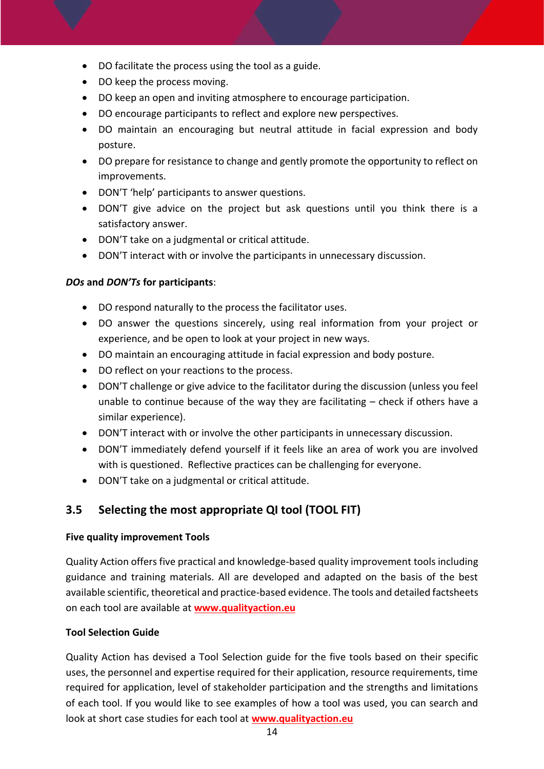- DO facilitate the process using the tool as a guide.
- DO keep the process moving.
- DO keep an open and inviting atmosphere to encourage participation.
- DO encourage participants to reflect and explore new perspectives.
- DO maintain an encouraging but neutral attitude in facial expression and body posture.
- DO prepare for resistance to change and gently promote the opportunity to reflect on improvements.
- DON'T 'help' participants to answer questions.
- DON'T give advice on the project but ask questions until you think there is a satisfactory answer.
- DON'T take on a judgmental or critical attitude.
- DON'T interact with or involve the participants in unnecessary discussion.

***DOs* and *DON'Ts* for participants**:

- DO respond naturally to the process the facilitator uses.
- DO answer the questions sincerely, using real information from your project or experience, and be open to look at your project in new ways.
- DO maintain an encouraging attitude in facial expression and body posture.
- DO reflect on your reactions to the process.
- DON'T challenge or give advice to the facilitator during the discussion (unless you feel unable to continue because of the way they are facilitating – check if others have a similar experience).
- DON'T interact with or involve the other participants in unnecessary discussion.
- DON'T immediately defend yourself if it feels like an area of work you are involved with is questioned. Reflective practices can be challenging for everyone.
- DON'T take on a judgmental or critical attitude.

## 3.5 Selecting the most appropriate QI tool (TOOL FIT)

**Five quality improvement Tools**

Quality Action offers five practical and knowledge-based quality improvement tools including guidance and training materials. All are developed and adapted on the basis of the best available scientific, theoretical and practice-based evidence. The tools and detailed factsheets on each tool are available at **www.qualityaction.eu**

**Tool Selection Guide**

Quality Action has devised a Tool Selection guide for the five tools based on their specific uses, the personnel and expertise required for their application, resource requirements, time required for application, level of stakeholder participation and the strengths and limitations of each tool. If you would like to see examples of how a tool was used, you can search and look at short case studies for each tool at **www.qualityaction.eu**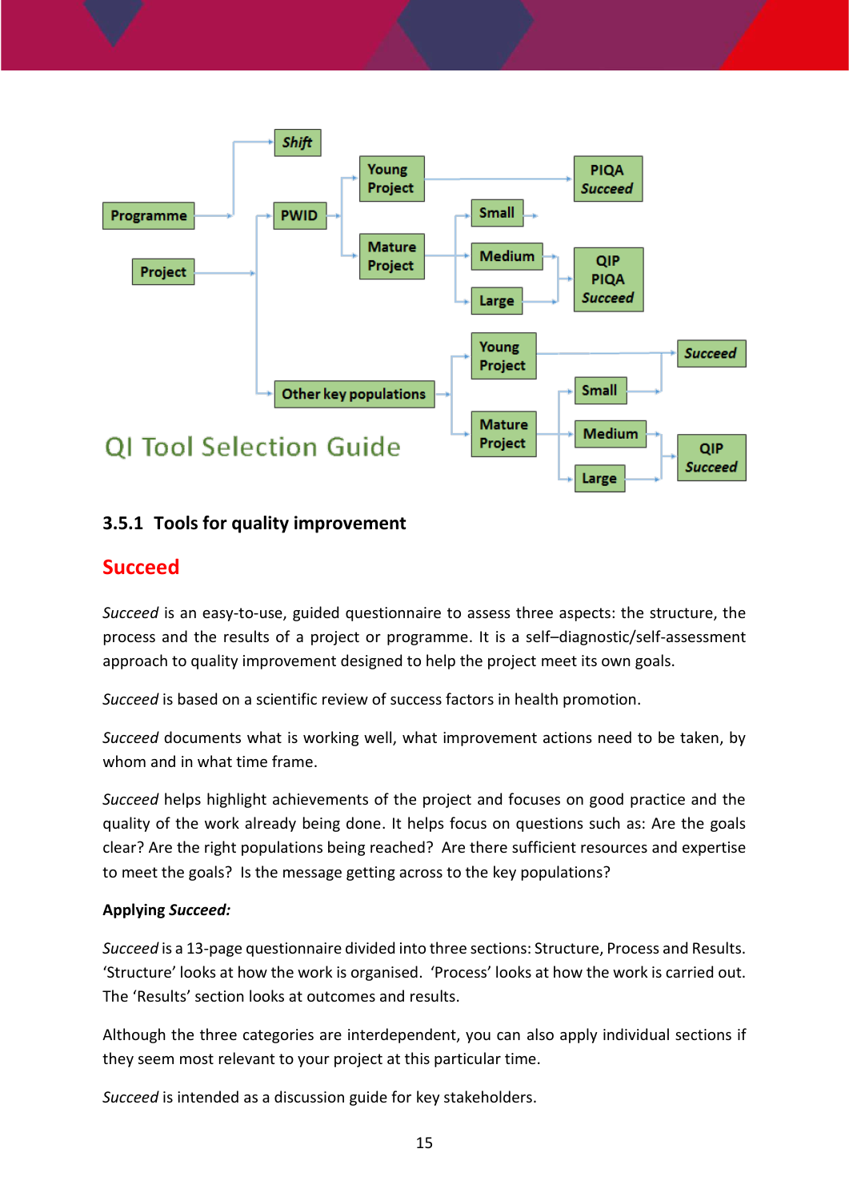QI Tool Selection Guide

### 3.5.1 Tools for quality improvement

## Succeed

*Succeed* is an easy-to-use, guided questionnaire to assess three aspects: the structure, the process and the results of a project or programme. It is a self–diagnostic/self-assessment approach to quality improvement designed to help the project meet its own goals.

*Succeed* is based on a scientific review of success factors in health promotion.

*Succeed* documents what is working well, what improvement actions need to be taken, by whom and in what time frame.

*Succeed* helps highlight achievements of the project and focuses on good practice and the quality of the work already being done. It helps focus on questions such as: Are the goals clear? Are the right populations being reached? Are there sufficient resources and expertise to meet the goals? Is the message getting across to the key populations?

**Applying *Succeed:***

*Succeed* is a 13-page questionnaire divided into three sections: Structure, Process and Results. 'Structure' looks at how the work is organised. 'Process' looks at how the work is carried out. The 'Results' section looks at outcomes and results.

Although the three categories are interdependent, you can also apply individual sections if they seem most relevant to your project at this particular time.

*Succeed* is intended as a discussion guide for key stakeholders.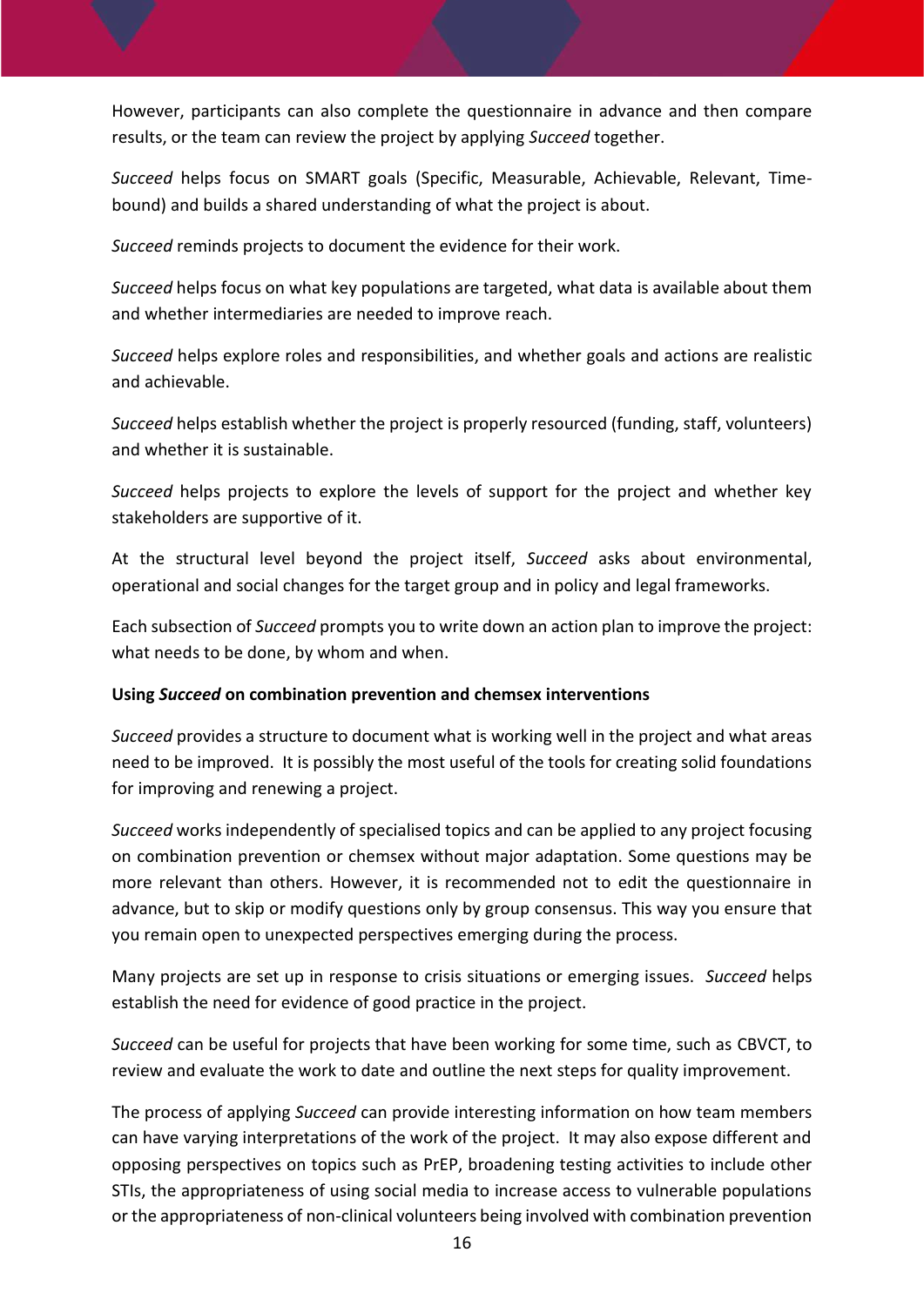However, participants can also complete the questionnaire in advance and then compare results, or the team can review the project by applying *Succeed* together.

*Succeed* helps focus on SMART goals (Specific, Measurable, Achievable, Relevant, Time-bound) and builds a shared understanding of what the project is about.

*Succeed* reminds projects to document the evidence for their work.

*Succeed* helps focus on what key populations are targeted, what data is available about them and whether intermediaries are needed to improve reach.

*Succeed* helps explore roles and responsibilities, and whether goals and actions are realistic and achievable.

*Succeed* helps establish whether the project is properly resourced (funding, staff, volunteers) and whether it is sustainable.

*Succeed* helps projects to explore the levels of support for the project and whether key stakeholders are supportive of it.

At the structural level beyond the project itself, *Succeed* asks about environmental, operational and social changes for the target group and in policy and legal frameworks.

Each subsection of *Succeed* prompts you to write down an action plan to improve the project: what needs to be done, by whom and when.

**Using *Succeed* on combination prevention and chemsex interventions**

*Succeed* provides a structure to document what is working well in the project and what areas need to be improved. It is possibly the most useful of the tools for creating solid foundations for improving and renewing a project.

*Succeed* works independently of specialised topics and can be applied to any project focusing on combination prevention or chemsex without major adaptation. Some questions may be more relevant than others. However, it is recommended not to edit the questionnaire in advance, but to skip or modify questions only by group consensus. This way you ensure that you remain open to unexpected perspectives emerging during the process.

Many projects are set up in response to crisis situations or emerging issues. *Succeed* helps establish the need for evidence of good practice in the project.

*Succeed* can be useful for projects that have been working for some time, such as CBVCT, to review and evaluate the work to date and outline the next steps for quality improvement.

The process of applying *Succeed* can provide interesting information on how team members can have varying interpretations of the work of the project. It may also expose different and opposing perspectives on topics such as PrEP, broadening testing activities to include other STIs, the appropriateness of using social media to increase access to vulnerable populations or the appropriateness of non-clinical volunteers being involved with combination prevention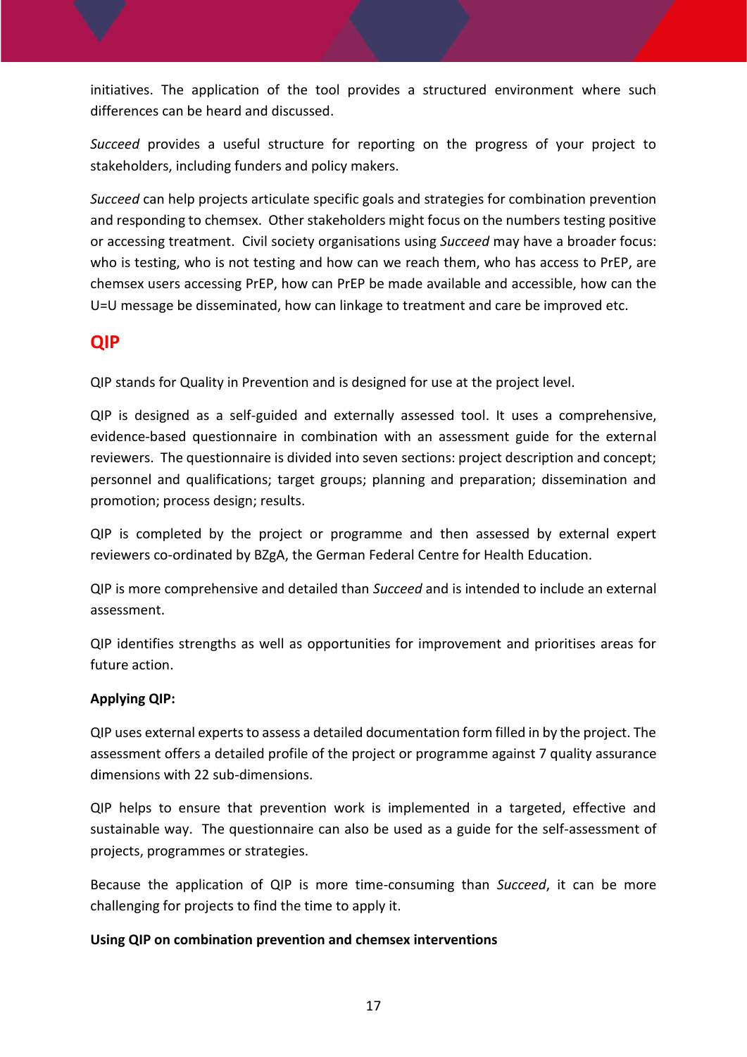initiatives. The application of the tool provides a structured environment where such differences can be heard and discussed.

*Succeed* provides a useful structure for reporting on the progress of your project to stakeholders, including funders and policy makers.

*Succeed* can help projects articulate specific goals and strategies for combination prevention and responding to chemsex. Other stakeholders might focus on the numbers testing positive or accessing treatment. Civil society organisations using *Succeed* may have a broader focus: who is testing, who is not testing and how can we reach them, who has access to PrEP, are chemsex users accessing PrEP, how can PrEP be made available and accessible, how can the U=U message be disseminated, how can linkage to treatment and care be improved etc.

## QIP

QIP stands for Quality in Prevention and is designed for use at the project level.

QIP is designed as a self-guided and externally assessed tool. It uses a comprehensive, evidence-based questionnaire in combination with an assessment guide for the external reviewers. The questionnaire is divided into seven sections: project description and concept; personnel and qualifications; target groups; planning and preparation; dissemination and promotion; process design; results.

QIP is completed by the project or programme and then assessed by external expert reviewers co-ordinated by BZgA, the German Federal Centre for Health Education.

QIP is more comprehensive and detailed than *Succeed* and is intended to include an external assessment.

QIP identifies strengths as well as opportunities for improvement and prioritises areas for future action.

**Applying QIP:**

QIP uses external experts to assess a detailed documentation form filled in by the project. The assessment offers a detailed profile of the project or programme against 7 quality assurance dimensions with 22 sub-dimensions.

QIP helps to ensure that prevention work is implemented in a targeted, effective and sustainable way. The questionnaire can also be used as a guide for the self-assessment of projects, programmes or strategies.

Because the application of QIP is more time-consuming than *Succeed*, it can be more challenging for projects to find the time to apply it.

**Using QIP on combination prevention and chemsex interventions**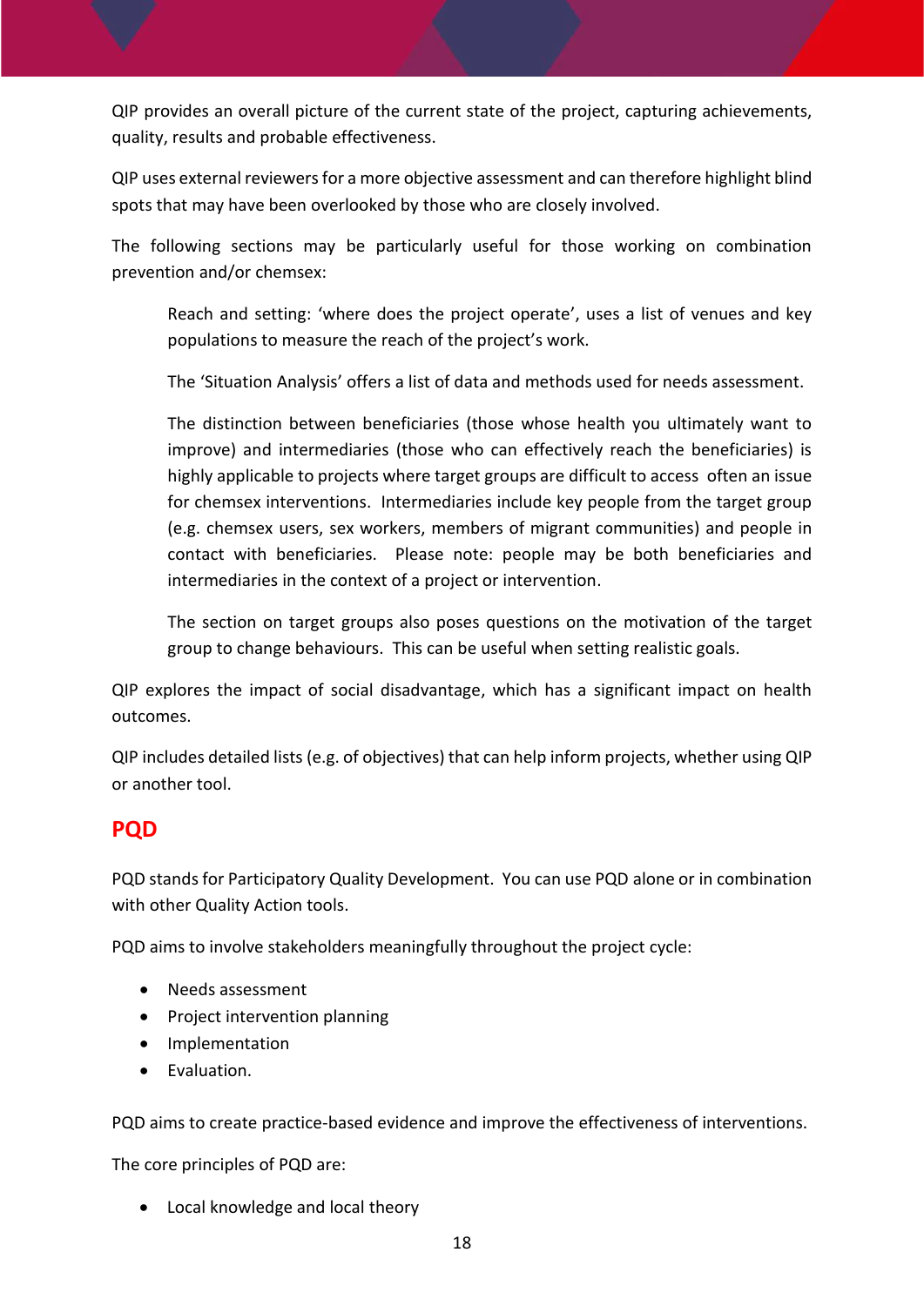QIP provides an overall picture of the current state of the project, capturing achievements, quality, results and probable effectiveness.

QIP uses external reviewers for a more objective assessment and can therefore highlight blind spots that may have been overlooked by those who are closely involved.

The following sections may be particularly useful for those working on combination prevention and/or chemsex:

> Reach and setting: 'where does the project operate', uses a list of venues and key populations to measure the reach of the project's work.
>
> The 'Situation Analysis' offers a list of data and methods used for needs assessment.
>
> The distinction between beneficiaries (those whose health you ultimately want to improve) and intermediaries (those who can effectively reach the beneficiaries) is highly applicable to projects where target groups are difficult to access often an issue for chemsex interventions. Intermediaries include key people from the target group (e.g. chemsex users, sex workers, members of migrant communities) and people in contact with beneficiaries. Please note: people may be both beneficiaries and intermediaries in the context of a project or intervention.
>
> The section on target groups also poses questions on the motivation of the target group to change behaviours. This can be useful when setting realistic goals.

QIP explores the impact of social disadvantage, which has a significant impact on health outcomes.

QIP includes detailed lists (e.g. of objectives) that can help inform projects, whether using QIP or another tool.

## PQD

PQD stands for Participatory Quality Development. You can use PQD alone or in combination with other Quality Action tools.

PQD aims to involve stakeholders meaningfully throughout the project cycle:

- Needs assessment
- Project intervention planning
- Implementation
- Evaluation.

PQD aims to create practice-based evidence and improve the effectiveness of interventions.

The core principles of PQD are:

- Local knowledge and local theory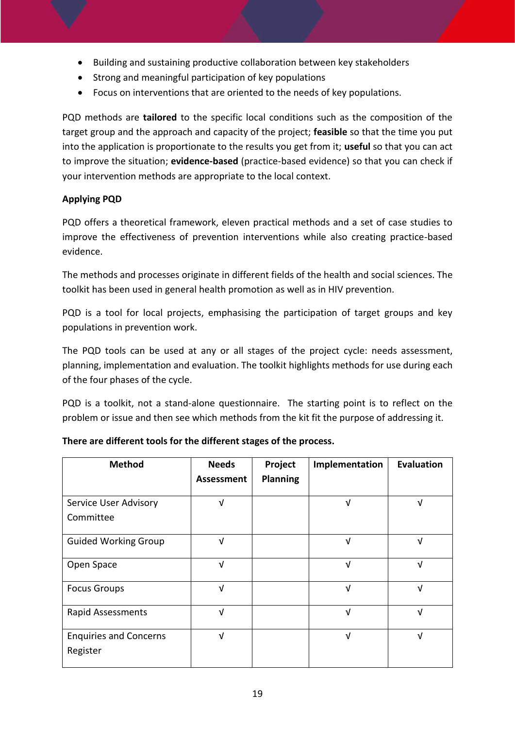- Building and sustaining productive collaboration between key stakeholders
- Strong and meaningful participation of key populations
- Focus on interventions that are oriented to the needs of key populations.

PQD methods are **tailored** to the specific local conditions such as the composition of the target group and the approach and capacity of the project; **feasible** so that the time you put into the application is proportionate to the results you get from it; **useful** so that you can act to improve the situation; **evidence-based** (practice-based evidence) so that you can check if your intervention methods are appropriate to the local context.

**Applying PQD**

PQD offers a theoretical framework, eleven practical methods and a set of case studies to improve the effectiveness of prevention interventions while also creating practice-based evidence.

The methods and processes originate in different fields of the health and social sciences. The toolkit has been used in general health promotion as well as in HIV prevention.

PQD is a tool for local projects, emphasising the participation of target groups and key populations in prevention work.

The PQD tools can be used at any or all stages of the project cycle: needs assessment, planning, implementation and evaluation. The toolkit highlights methods for use during each of the four phases of the cycle.

PQD is a toolkit, not a stand-alone questionnaire. The starting point is to reflect on the problem or issue and then see which methods from the kit fit the purpose of addressing it.

**There are different tools for the different stages of the process.**

| Method | Needs Assessment | Project Planning | Implementation | Evaluation |
|---|---|---|---|---|
| Service User Advisory Committee | √ | | √ | √ |
| Guided Working Group | √ | | √ | √ |
| Open Space | √ | | √ | √ |
| Focus Groups | √ | | √ | √ |
| Rapid Assessments | √ | | √ | √ |
| Enquiries and Concerns Register | √ | | √ | √ |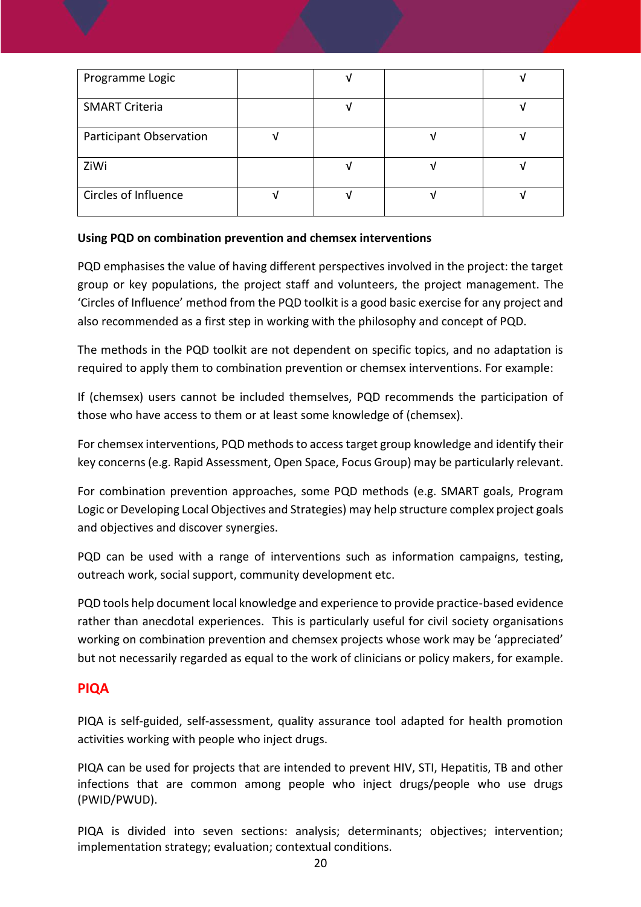| | | | | |
|---|---|---|---|---|
| Programme Logic | | √ | | √ |
| SMART Criteria | | √ | | √ |
| Participant Observation | √ | | √ | √ |
| ZiWi | | √ | √ | √ |
| Circles of Influence | √ | √ | √ | √ |

**Using PQD on combination prevention and chemsex interventions**

PQD emphasises the value of having different perspectives involved in the project: the target group or key populations, the project staff and volunteers, the project management. The 'Circles of Influence' method from the PQD toolkit is a good basic exercise for any project and also recommended as a first step in working with the philosophy and concept of PQD.

The methods in the PQD toolkit are not dependent on specific topics, and no adaptation is required to apply them to combination prevention or chemsex interventions. For example:

If (chemsex) users cannot be included themselves, PQD recommends the participation of those who have access to them or at least some knowledge of (chemsex).

For chemsex interventions, PQD methods to access target group knowledge and identify their key concerns (e.g. Rapid Assessment, Open Space, Focus Group) may be particularly relevant.

For combination prevention approaches, some PQD methods (e.g. SMART goals, Program Logic or Developing Local Objectives and Strategies) may help structure complex project goals and objectives and discover synergies.

PQD can be used with a range of interventions such as information campaigns, testing, outreach work, social support, community development etc.

PQD tools help document local knowledge and experience to provide practice-based evidence rather than anecdotal experiences. This is particularly useful for civil society organisations working on combination prevention and chemsex projects whose work may be 'appreciated' but not necessarily regarded as equal to the work of clinicians or policy makers, for example.

## PIQA

PIQA is self-guided, self-assessment, quality assurance tool adapted for health promotion activities working with people who inject drugs.

PIQA can be used for projects that are intended to prevent HIV, STI, Hepatitis, TB and other infections that are common among people who inject drugs/people who use drugs (PWID/PWUD).

PIQA is divided into seven sections: analysis; determinants; objectives; intervention; implementation strategy; evaluation; contextual conditions.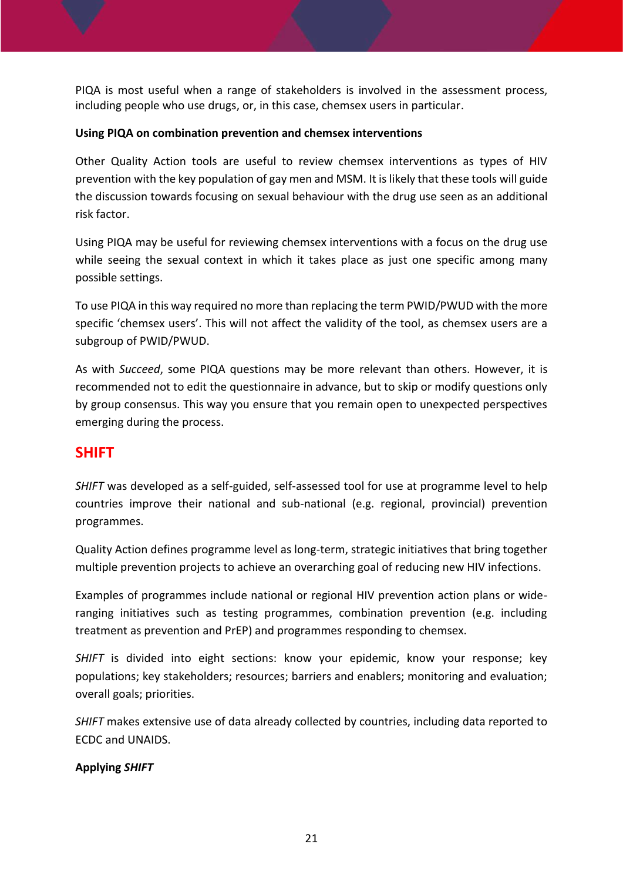PIQA is most useful when a range of stakeholders is involved in the assessment process, including people who use drugs, or, in this case, chemsex users in particular.

**Using PIQA on combination prevention and chemsex interventions**

Other Quality Action tools are useful to review chemsex interventions as types of HIV prevention with the key population of gay men and MSM. It is likely that these tools will guide the discussion towards focusing on sexual behaviour with the drug use seen as an additional risk factor.

Using PIQA may be useful for reviewing chemsex interventions with a focus on the drug use while seeing the sexual context in which it takes place as just one specific among many possible settings.

To use PIQA in this way required no more than replacing the term PWID/PWUD with the more specific 'chemsex users'. This will not affect the validity of the tool, as chemsex users are a subgroup of PWID/PWUD.

As with *Succeed*, some PIQA questions may be more relevant than others. However, it is recommended not to edit the questionnaire in advance, but to skip or modify questions only by group consensus. This way you ensure that you remain open to unexpected perspectives emerging during the process.

## SHIFT

*SHIFT* was developed as a self-guided, self-assessed tool for use at programme level to help countries improve their national and sub-national (e.g. regional, provincial) prevention programmes.

Quality Action defines programme level as long-term, strategic initiatives that bring together multiple prevention projects to achieve an overarching goal of reducing new HIV infections.

Examples of programmes include national or regional HIV prevention action plans or wide-ranging initiatives such as testing programmes, combination prevention (e.g. including treatment as prevention and PrEP) and programmes responding to chemsex.

*SHIFT* is divided into eight sections: know your epidemic, know your response; key populations; key stakeholders; resources; barriers and enablers; monitoring and evaluation; overall goals; priorities.

*SHIFT* makes extensive use of data already collected by countries, including data reported to ECDC and UNAIDS.

**Applying *SHIFT***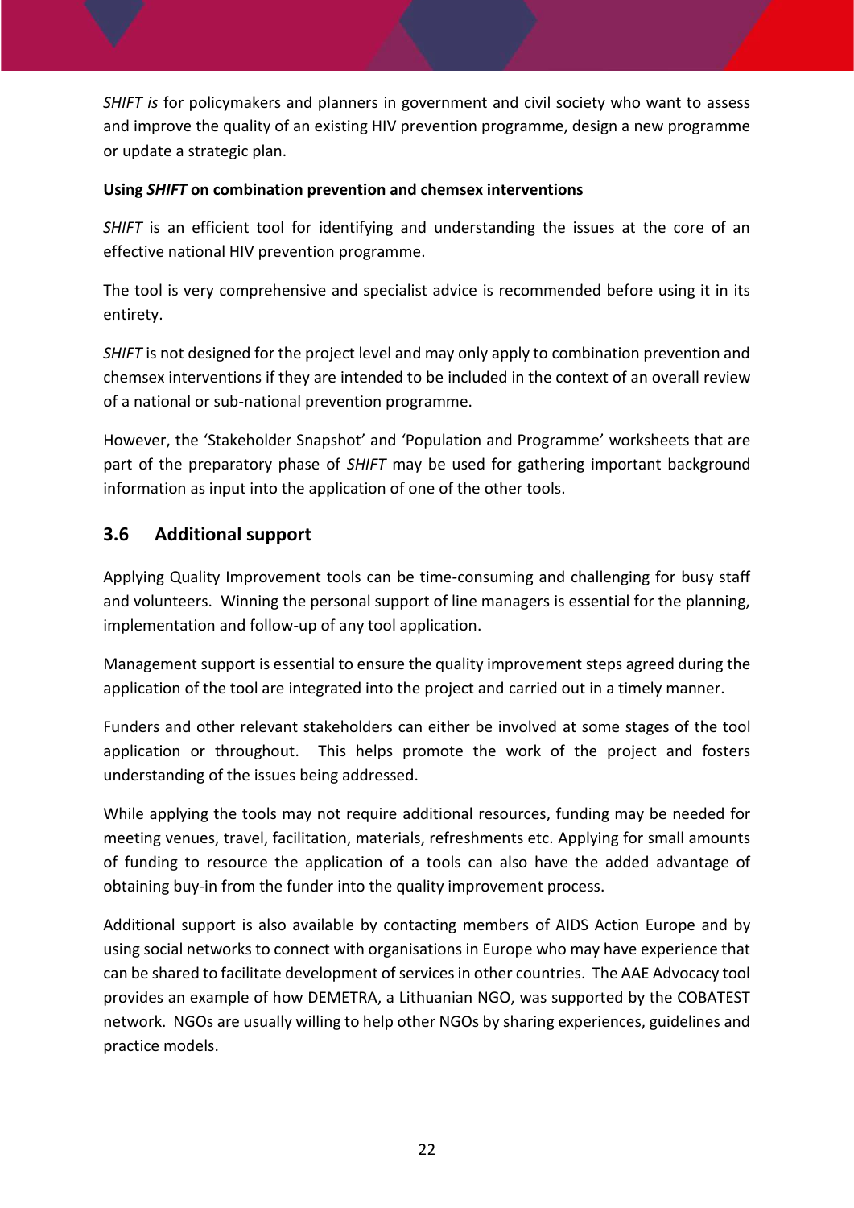*SHIFT is* for policymakers and planners in government and civil society who want to assess and improve the quality of an existing HIV prevention programme, design a new programme or update a strategic plan.

**Using *SHIFT* on combination prevention and chemsex interventions**

*SHIFT* is an efficient tool for identifying and understanding the issues at the core of an effective national HIV prevention programme.

The tool is very comprehensive and specialist advice is recommended before using it in its entirety.

*SHIFT* is not designed for the project level and may only apply to combination prevention and chemsex interventions if they are intended to be included in the context of an overall review of a national or sub-national prevention programme.

However, the 'Stakeholder Snapshot' and 'Population and Programme' worksheets that are part of the preparatory phase of *SHIFT* may be used for gathering important background information as input into the application of one of the other tools.

## 3.6 Additional support

Applying Quality Improvement tools can be time-consuming and challenging for busy staff and volunteers. Winning the personal support of line managers is essential for the planning, implementation and follow-up of any tool application.

Management support is essential to ensure the quality improvement steps agreed during the application of the tool are integrated into the project and carried out in a timely manner.

Funders and other relevant stakeholders can either be involved at some stages of the tool application or throughout. This helps promote the work of the project and fosters understanding of the issues being addressed.

While applying the tools may not require additional resources, funding may be needed for meeting venues, travel, facilitation, materials, refreshments etc. Applying for small amounts of funding to resource the application of a tools can also have the added advantage of obtaining buy-in from the funder into the quality improvement process.

Additional support is also available by contacting members of AIDS Action Europe and by using social networks to connect with organisations in Europe who may have experience that can be shared to facilitate development of services in other countries. The AAE Advocacy tool provides an example of how DEMETRA, a Lithuanian NGO, was supported by the COBATEST network. NGOs are usually willing to help other NGOs by sharing experiences, guidelines and practice models.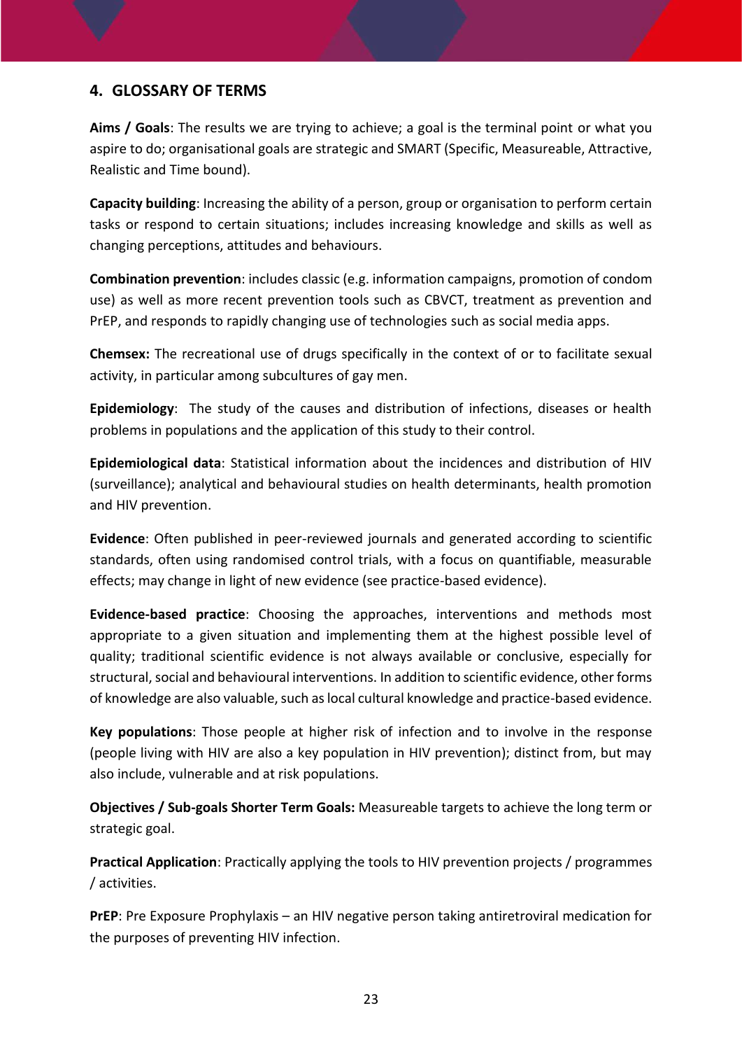## 4. GLOSSARY OF TERMS

**Aims / Goals**: The results we are trying to achieve; a goal is the terminal point or what you aspire to do; organisational goals are strategic and SMART (Specific, Measureable, Attractive, Realistic and Time bound).

**Capacity building**: Increasing the ability of a person, group or organisation to perform certain tasks or respond to certain situations; includes increasing knowledge and skills as well as changing perceptions, attitudes and behaviours.

**Combination prevention**: includes classic (e.g. information campaigns, promotion of condom use) as well as more recent prevention tools such as CBVCT, treatment as prevention and PrEP, and responds to rapidly changing use of technologies such as social media apps.

**Chemsex:** The recreational use of drugs specifically in the context of or to facilitate sexual activity, in particular among subcultures of gay men.

**Epidemiology**: The study of the causes and distribution of infections, diseases or health problems in populations and the application of this study to their control.

**Epidemiological data**: Statistical information about the incidences and distribution of HIV (surveillance); analytical and behavioural studies on health determinants, health promotion and HIV prevention.

**Evidence**: Often published in peer-reviewed journals and generated according to scientific standards, often using randomised control trials, with a focus on quantifiable, measurable effects; may change in light of new evidence (see practice-based evidence).

**Evidence-based practice**: Choosing the approaches, interventions and methods most appropriate to a given situation and implementing them at the highest possible level of quality; traditional scientific evidence is not always available or conclusive, especially for structural, social and behavioural interventions. In addition to scientific evidence, other forms of knowledge are also valuable, such as local cultural knowledge and practice-based evidence.

**Key populations**: Those people at higher risk of infection and to involve in the response (people living with HIV are also a key population in HIV prevention); distinct from, but may also include, vulnerable and at risk populations.

**Objectives / Sub-goals Shorter Term Goals:** Measureable targets to achieve the long term or strategic goal.

**Practical Application**: Practically applying the tools to HIV prevention projects / programmes / activities.

**PrEP**: Pre Exposure Prophylaxis – an HIV negative person taking antiretroviral medication for the purposes of preventing HIV infection.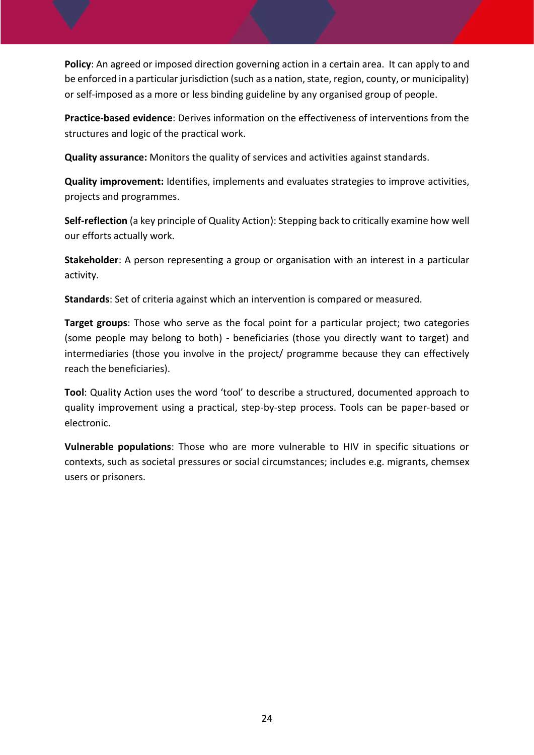**Policy**: An agreed or imposed direction governing action in a certain area. It can apply to and be enforced in a particular jurisdiction (such as a nation, state, region, county, or municipality) or self-imposed as a more or less binding guideline by any organised group of people.

**Practice-based evidence**: Derives information on the effectiveness of interventions from the structures and logic of the practical work.

**Quality assurance:** Monitors the quality of services and activities against standards.

**Quality improvement:** Identifies, implements and evaluates strategies to improve activities, projects and programmes.

**Self-reflection** (a key principle of Quality Action): Stepping back to critically examine how well our efforts actually work.

**Stakeholder**: A person representing a group or organisation with an interest in a particular activity.

**Standards**: Set of criteria against which an intervention is compared or measured.

**Target groups**: Those who serve as the focal point for a particular project; two categories (some people may belong to both) - beneficiaries (those you directly want to target) and intermediaries (those you involve in the project/ programme because they can effectively reach the beneficiaries).

**Tool**: Quality Action uses the word 'tool' to describe a structured, documented approach to quality improvement using a practical, step-by-step process. Tools can be paper-based or electronic.

**Vulnerable populations**: Those who are more vulnerable to HIV in specific situations or contexts, such as societal pressures or social circumstances; includes e.g. migrants, chemsex users or prisoners.